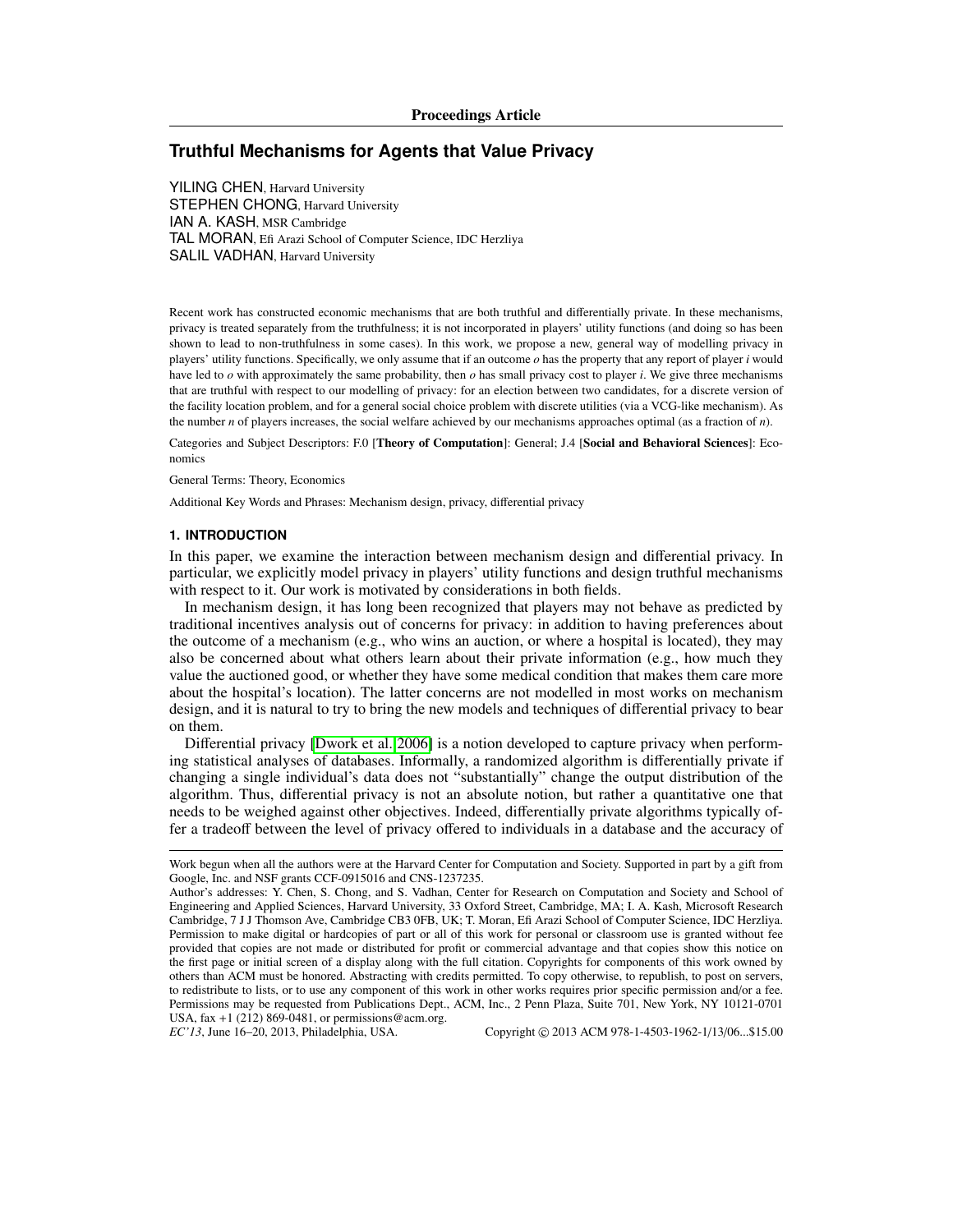Proceedings Article

# Truthful Mechanisms for Agents that Value Privacy

YILING CHEN, Harvard University
STEPHEN CHONG, Harvard University
IAN A. KASH, MSR Cambridge
TAL MORAN, Efi Arazi School of Computer Science, IDC Herzliya
SALIL VADHAN, Harvard University

Recent work has constructed economic mechanisms that are both truthful and differentially private. In these mechanisms, privacy is treated separately from the truthfulness; it is not incorporated in players' utility functions (and doing so has been shown to lead to non-truthfulness in some cases). In this work, we propose a new, general way of modelling privacy in players' utility functions. Specifically, we only assume that if an outcome $o$ has the property that any report of player $i$ would have led to $o$ with approximately the same probability, then $o$ has small privacy cost to player $i$. We give three mechanisms that are truthful with respect to our modelling of privacy: for an election between two candidates, for a discrete version of the facility location problem, and for a general social choice problem with discrete utilities (via a VCG-like mechanism). As the number $n$ of players increases, the social welfare achieved by our mechanisms approaches optimal (as a fraction of $n$).

Categories and Subject Descriptors: F.0 [**Theory of Computation**]: General; J.4 [**Social and Behavioral Sciences**]: Economics

General Terms: Theory, Economics

Additional Key Words and Phrases: Mechanism design, privacy, differential privacy

## 1. INTRODUCTION

In this paper, we examine the interaction between mechanism design and differential privacy. In particular, we explicitly model privacy in players' utility functions and design truthful mechanisms with respect to it. Our work is motivated by considerations in both fields.

In mechanism design, it has long been recognized that players may not behave as predicted by traditional incentives analysis out of concerns for privacy: in addition to having preferences about the outcome of a mechanism (e.g., who wins an auction, or where a hospital is located), they may also be concerned about what others learn about their private information (e.g., how much they value the auctioned good, or whether they have some medical condition that makes them care more about the hospital's location). The latter concerns are not modelled in most works on mechanism design, and it is natural to try to bring the new models and techniques of differential privacy to bear on them.

Differential privacy [Dwork et al. 2006] is a notion developed to capture privacy when performing statistical analyses of databases. Informally, a randomized algorithm is differentially private if changing a single individual's data does not "substantially" change the output distribution of the algorithm. Thus, differential privacy is not an absolute notion, but rather a quantitative one that needs to be weighed against other objectives. Indeed, differentially private algorithms typically offer a tradeoff between the level of privacy offered to individuals in a database and the accuracy of

---

Work begun when all the authors were at the Harvard Center for Computation and Society. Supported in part by a gift from Google, Inc. and NSF grants CCF-0915016 and CNS-1237235.

Author's addresses: Y. Chen, S. Chong, and S. Vadhan, Center for Research on Computation and Society and School of Engineering and Applied Sciences, Harvard University, 33 Oxford Street, Cambridge, MA; I. A. Kash, Microsoft Research Cambridge, 7 J J Thomson Ave, Cambridge CB3 0FB, UK; T. Moran, Efi Arazi School of Computer Science, IDC Herzliya.

Permission to make digital or hardcopies of part or all of this work for personal or classroom use is granted without fee provided that copies are not made or distributed for profit or commercial advantage and that copies show this notice on the first page or initial screen of a display along with the full citation. Copyrights for components of this work owned by others than ACM must be honored. Abstracting with credits permitted. To copy otherwise, to republish, to post on servers, to redistribute to lists, or to use any component of this work in other works requires prior specific permission and/or a fee. Permissions may be requested from Publications Dept., ACM, Inc., 2 Penn Plaza, Suite 701, New York, NY 10121-0701 USA, fax +1 (212) 869-0481, or permissions@acm.org.

*EC'13*, June 16–20, 2013, Philadelphia, USA. Copyright © 2013 ACM 978-1-4503-1962-1/13/06...$15.00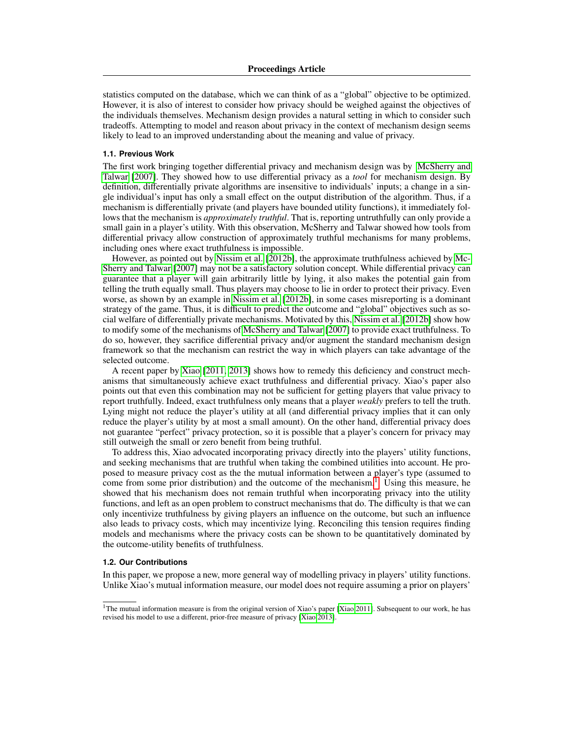statistics computed on the database, which we can think of as a "global" objective to be optimized. However, it is also of interest to consider how privacy should be weighed against the objectives of the individuals themselves. Mechanism design provides a natural setting in which to consider such tradeoffs. Attempting to model and reason about privacy in the context of mechanism design seems likely to lead to an improved understanding about the meaning and value of privacy.

### 1.1. Previous Work

The first work bringing together differential privacy and mechanism design was by McSherry and Talwar [2007]. They showed how to use differential privacy as a *tool* for mechanism design. By definition, differentially private algorithms are insensitive to individuals' inputs; a change in a single individual's input has only a small effect on the output distribution of the algorithm. Thus, if a mechanism is differentially private (and players have bounded utility functions), it immediately follows that the mechanism is *approximately truthful*. That is, reporting untruthfully can only provide a small gain in a player's utility. With this observation, McSherry and Talwar showed how tools from differential privacy allow construction of approximately truthful mechanisms for many problems, including ones where exact truthfulness is impossible.

However, as pointed out by Nissim et al. [2012b], the approximate truthfulness achieved by McSherry and Talwar [2007] may not be a satisfactory solution concept. While differential privacy can guarantee that a player will gain arbitrarily little by lying, it also makes the potential gain from telling the truth equally small. Thus players may choose to lie in order to protect their privacy. Even worse, as shown by an example in Nissim et al. [2012b], in some cases misreporting is a dominant strategy of the game. Thus, it is difficult to predict the outcome and "global" objectives such as social welfare of differentially private mechanisms. Motivated by this, Nissim et al. [2012b] show how to modify some of the mechanisms of McSherry and Talwar [2007] to provide exact truthfulness. To do so, however, they sacrifice differential privacy and/or augment the standard mechanism design framework so that the mechanism can restrict the way in which players can take advantage of the selected outcome.

A recent paper by Xiao [2011; 2013] shows how to remedy this deficiency and construct mechanisms that simultaneously achieve exact truthfulness and differential privacy. Xiao's paper also points out that even this combination may not be sufficient for getting players that value privacy to report truthfully. Indeed, exact truthfulness only means that a player *weakly* prefers to tell the truth. Lying might not reduce the player's utility at all (and differential privacy implies that it can only reduce the player's utility by at most a small amount). On the other hand, differential privacy does not guarantee "perfect" privacy protection, so it is possible that a player's concern for privacy may still outweigh the small or zero benefit from being truthful.

To address this, Xiao advocated incorporating privacy directly into the players' utility functions, and seeking mechanisms that are truthful when taking the combined utilities into account. He proposed to measure privacy cost as the the mutual information between a player's type (assumed to come from some prior distribution) and the outcome of the mechanism.[1] Using this measure, he showed that his mechanism does not remain truthful when incorporating privacy into the utility functions, and left as an open problem to construct mechanisms that do. The difficulty is that we can only incentivize truthfulness by giving players an influence on the outcome, but such an influence also leads to privacy costs, which may incentivize lying. Reconciling this tension requires finding models and mechanisms where the privacy costs can be shown to be quantitatively dominated by the outcome-utility benefits of truthfulness.

### 1.2. Our Contributions

In this paper, we propose a new, more general way of modelling privacy in players' utility functions. Unlike Xiao's mutual information measure, our model does not require assuming a prior on players'

[1] The mutual information measure is from the original version of Xiao's paper [Xiao 2011]. Subsequent to our work, he has revised his model to use a different, prior-free measure of privacy [Xiao 2013].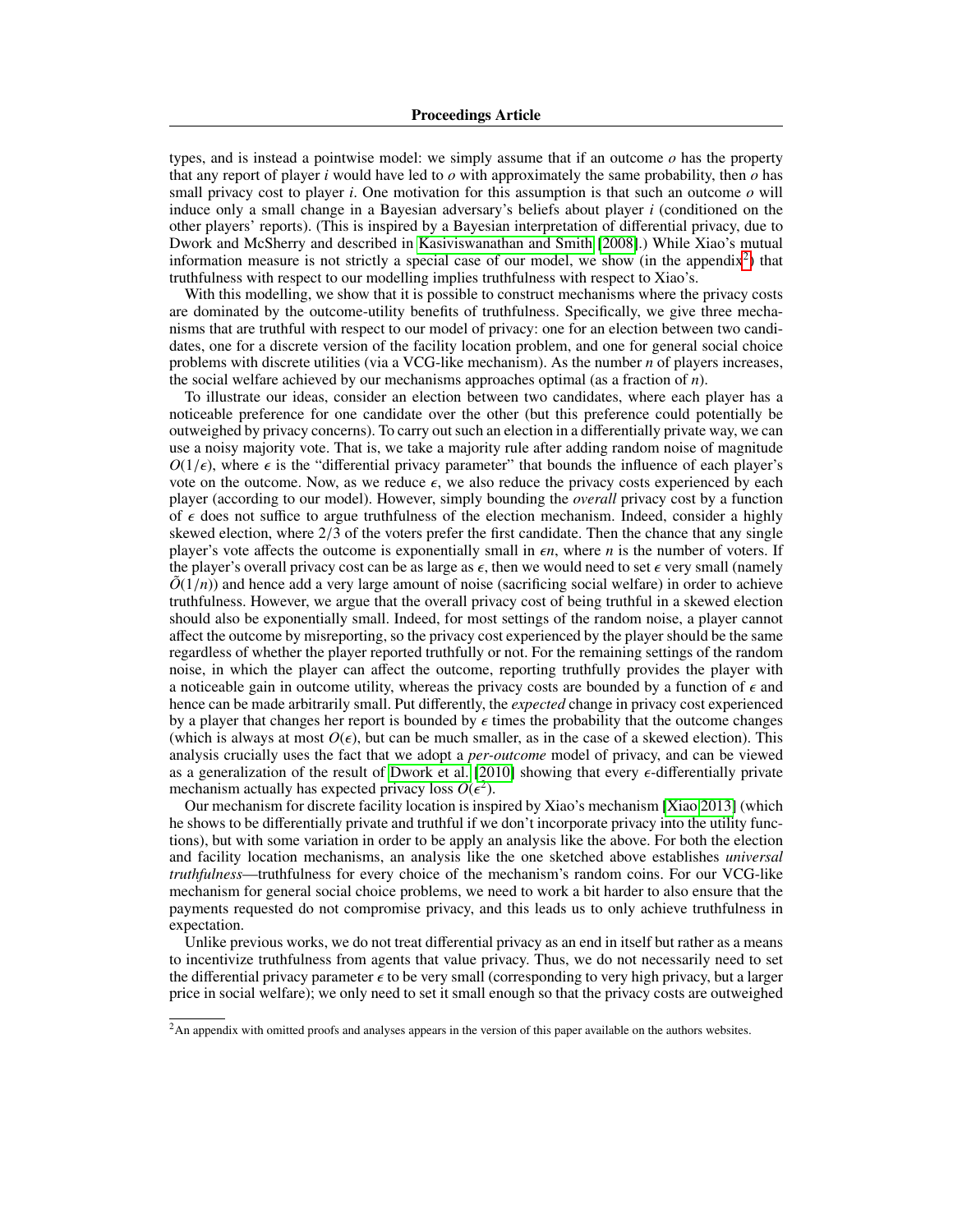types, and is instead a pointwise model: we simply assume that if an outcome $o$ has the property that any report of player $i$ would have led to $o$ with approximately the same probability, then $o$ has small privacy cost to player $i$. One motivation for this assumption is that such an outcome $o$ will induce only a small change in a Bayesian adversary's beliefs about player $i$ (conditioned on the other players' reports). (This is inspired by a Bayesian interpretation of differential privacy, due to Dwork and McSherry and described in Kasiviswanathan and Smith [2008].) While Xiao's mutual information measure is not strictly a special case of our model, we show (in the appendix[2]) that truthfulness with respect to our modelling implies truthfulness with respect to Xiao's.

With this modelling, we show that it is possible to construct mechanisms where the privacy costs are dominated by the outcome-utility benefits of truthfulness. Specifically, we give three mechanisms that are truthful with respect to our model of privacy: one for an election between two candidates, one for a discrete version of the facility location problem, and one for general social choice problems with discrete utilities (via a VCG-like mechanism). As the number $n$ of players increases, the social welfare achieved by our mechanisms approaches optimal (as a fraction of $n$).

To illustrate our ideas, consider an election between two candidates, where each player has a noticeable preference for one candidate over the other (but this preference could potentially be outweighed by privacy concerns). To carry out such an election in a differentially private way, we can use a noisy majority vote. That is, we take a majority rule after adding random noise of magnitude $O(1/\epsilon)$, where $\epsilon$ is the "differential privacy parameter" that bounds the influence of each player's vote on the outcome. Now, as we reduce $\epsilon$, we also reduce the privacy costs experienced by each player (according to our model). However, simply bounding the *overall* privacy cost by a function of $\epsilon$ does not suffice to argue truthfulness of the election mechanism. Indeed, consider a highly skewed election, where $2/3$ of the voters prefer the first candidate. Then the chance that any single player's vote affects the outcome is exponentially small in $\epsilon n$, where $n$ is the number of voters. If the player's overall privacy cost can be as large as $\epsilon$, then we would need to set $\epsilon$ very small (namely $\tilde{O}(1/n)$) and hence add a very large amount of noise (sacrificing social welfare) in order to achieve truthfulness. However, we argue that the overall privacy cost of being truthful in a skewed election should also be exponentially small. Indeed, for most settings of the random noise, a player cannot affect the outcome by misreporting, so the privacy cost experienced by the player should be the same regardless of whether the player reported truthfully or not. For the remaining settings of the random noise, in which the player can affect the outcome, reporting truthfully provides the player with a noticeable gain in outcome utility, whereas the privacy costs are bounded by a function of $\epsilon$ and hence can be made arbitrarily small. Put differently, the *expected* change in privacy cost experienced by a player that changes her report is bounded by $\epsilon$ times the probability that the outcome changes (which is always at most $O(\epsilon)$, but can be much smaller, as in the case of a skewed election). This analysis crucially uses the fact that we adopt a *per-outcome* model of privacy, and can be viewed as a generalization of the result of Dwork et al. [2010] showing that every $\epsilon$-differentially private mechanism actually has expected privacy loss $O(\epsilon^2)$.

Our mechanism for discrete facility location is inspired by Xiao's mechanism [Xiao 2013] (which he shows to be differentially private and truthful if we don't incorporate privacy into the utility functions), but with some variation in order to be apply an analysis like the above. For both the election and facility location mechanisms, an analysis like the one sketched above establishes *universal truthfulness*—truthfulness for every choice of the mechanism's random coins. For our VCG-like mechanism for general social choice problems, we need to work a bit harder to also ensure that the payments requested do not compromise privacy, and this leads us to only achieve truthfulness in expectation.

Unlike previous works, we do not treat differential privacy as an end in itself but rather as a means to incentivize truthfulness from agents that value privacy. Thus, we do not necessarily need to set the differential privacy parameter $\epsilon$ to be very small (corresponding to very high privacy, but a larger price in social welfare); we only need to set it small enough so that the privacy costs are outweighed

[2] An appendix with omitted proofs and analyses appears in the version of this paper available on the authors websites.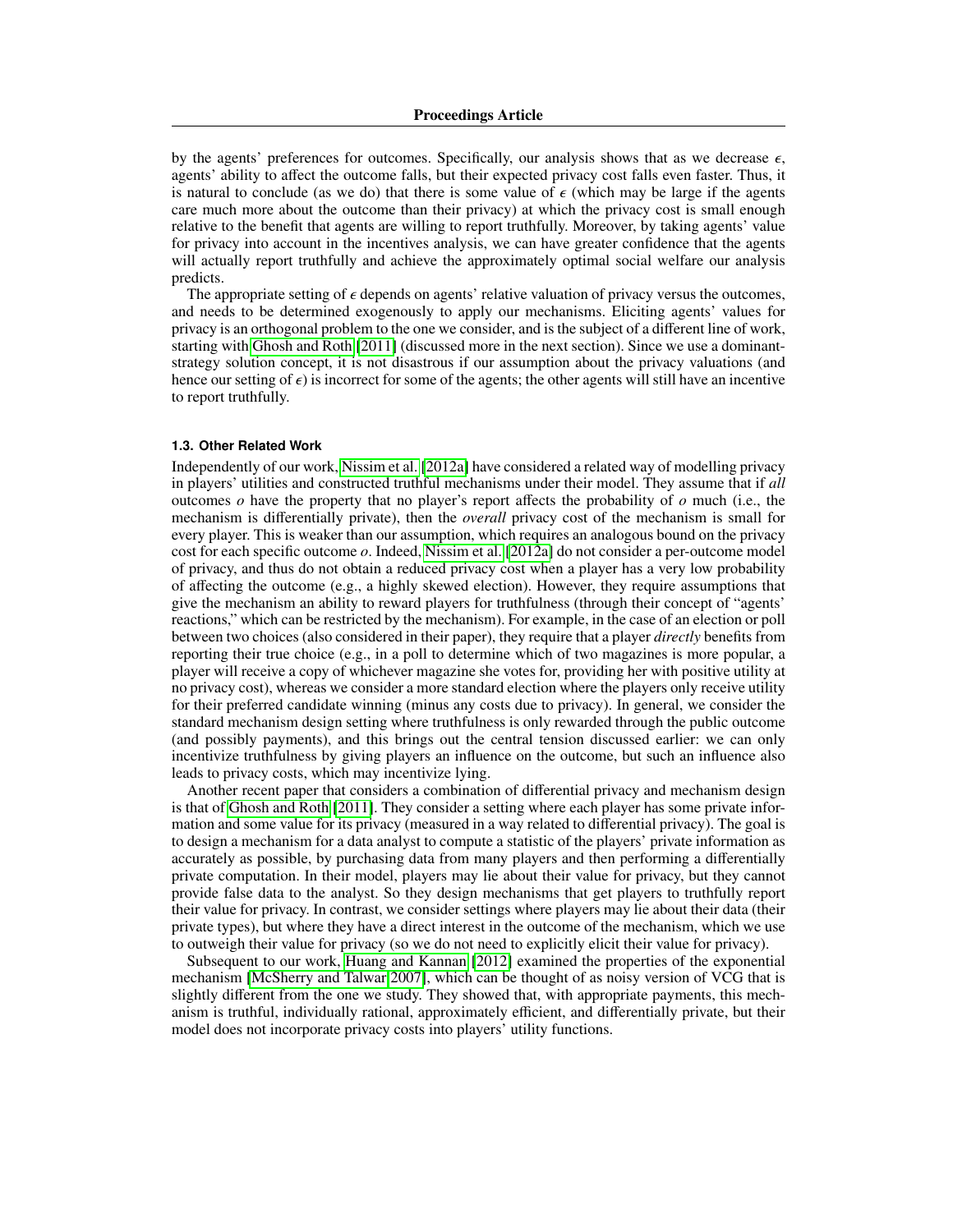by the agents' preferences for outcomes. Specifically, our analysis shows that as we decrease $\epsilon$, agents' ability to affect the outcome falls, but their expected privacy cost falls even faster. Thus, it is natural to conclude (as we do) that there is some value of $\epsilon$ (which may be large if the agents care much more about the outcome than their privacy) at which the privacy cost is small enough relative to the benefit that agents are willing to report truthfully. Moreover, by taking agents' value for privacy into account in the incentives analysis, we can have greater confidence that the agents will actually report truthfully and achieve the approximately optimal social welfare our analysis predicts.

The appropriate setting of $\epsilon$ depends on agents' relative valuation of privacy versus the outcomes, and needs to be determined exogenously to apply our mechanisms. Eliciting agents' values for privacy is an orthogonal problem to the one we consider, and is the subject of a different line of work, starting with Ghosh and Roth [2011] (discussed more in the next section). Since we use a dominant-strategy solution concept, it is not disastrous if our assumption about the privacy valuations (and hence our setting of $\epsilon$) is incorrect for some of the agents; the other agents will still have an incentive to report truthfully.

### 1.3. Other Related Work

Independently of our work, Nissim et al. [2012a] have considered a related way of modelling privacy in players' utilities and constructed truthful mechanisms under their model. They assume that if *all* outcomes $o$ have the property that no player's report affects the probability of $o$ much (i.e., the mechanism is differentially private), then the *overall* privacy cost of the mechanism is small for every player. This is weaker than our assumption, which requires an analogous bound on the privacy cost for each specific outcome $o$. Indeed, Nissim et al. [2012a] do not consider a per-outcome model of privacy, and thus do not obtain a reduced privacy cost when a player has a very low probability of affecting the outcome (e.g., a highly skewed election). However, they require assumptions that give the mechanism an ability to reward players for truthfulness (through their concept of "agents' reactions," which can be restricted by the mechanism). For example, in the case of an election or poll between two choices (also considered in their paper), they require that a player *directly* benefits from reporting their true choice (e.g., in a poll to determine which of two magazines is more popular, a player will receive a copy of whichever magazine she votes for, providing her with positive utility at no privacy cost), whereas we consider a more standard election where the players only receive utility for their preferred candidate winning (minus any costs due to privacy). In general, we consider the standard mechanism design setting where truthfulness is only rewarded through the public outcome (and possibly payments), and this brings out the central tension discussed earlier: we can only incentivize truthfulness by giving players an influence on the outcome, but such an influence also leads to privacy costs, which may incentivize lying.

Another recent paper that considers a combination of differential privacy and mechanism design is that of Ghosh and Roth [2011]. They consider a setting where each player has some private information and some value for its privacy (measured in a way related to differential privacy). The goal is to design a mechanism for a data analyst to compute a statistic of the players' private information as accurately as possible, by purchasing data from many players and then performing a differentially private computation. In their model, players may lie about their value for privacy, but they cannot provide false data to the analyst. So they design mechanisms that get players to truthfully report their value for privacy. In contrast, we consider settings where players may lie about their data (their private types), but where they have a direct interest in the outcome of the mechanism, which we use to outweigh their value for privacy (so we do not need to explicitly elicit their value for privacy).

Subsequent to our work, Huang and Kannan [2012] examined the properties of the exponential mechanism [McSherry and Talwar 2007], which can be thought of as noisy version of VCG that is slightly different from the one we study. They showed that, with appropriate payments, this mechanism is truthful, individually rational, approximately efficient, and differentially private, but their model does not incorporate privacy costs into players' utility functions.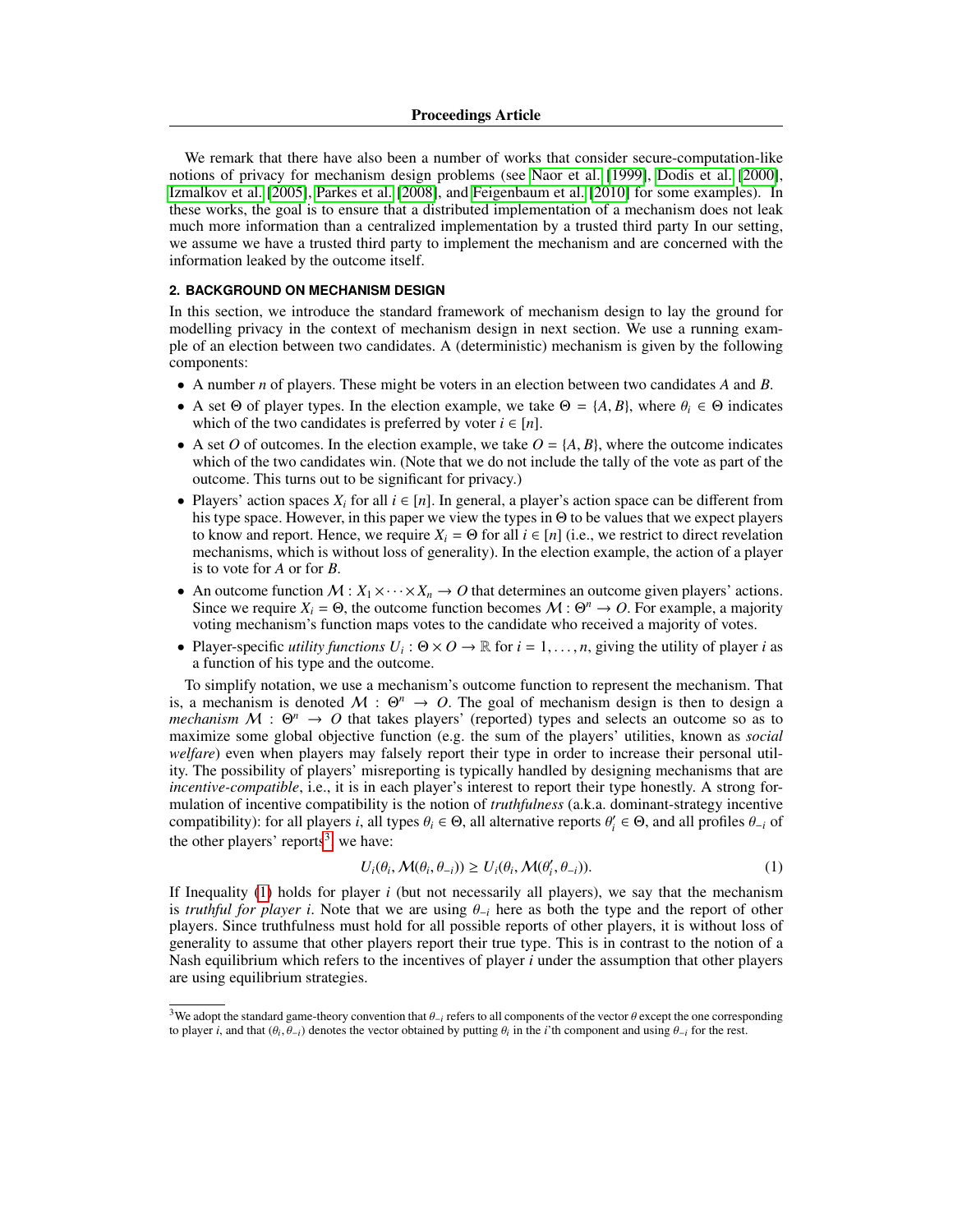We remark that there have also been a number of works that consider secure-computation-like notions of privacy for mechanism design problems (see Naor et al. [1999], Dodis et al. [2000], Izmalkov et al. [2005], Parkes et al. [2008], and Feigenbaum et al. [2010] for some examples). In these works, the goal is to ensure that a distributed implementation of a mechanism does not leak much more information than a centralized implementation by a trusted third party In our setting, we assume we have a trusted third party to implement the mechanism and are concerned with the information leaked by the outcome itself.

## 2. BACKGROUND ON MECHANISM DESIGN

In this section, we introduce the standard framework of mechanism design to lay the ground for modelling privacy in the context of mechanism design in next section. We use a running example of an election between two candidates. A (deterministic) mechanism is given by the following components:

- A number $n$ of players. These might be voters in an election between two candidates $A$ and $B$.
- A set $\Theta$ of player types. In the election example, we take $\Theta = \{A, B\}$, where $\theta_i \in \Theta$ indicates which of the two candidates is preferred by voter $i \in [n]$.
- A set $O$ of outcomes. In the election example, we take $O = \{A, B\}$, where the outcome indicates which of the two candidates win. (Note that we do not include the tally of the vote as part of the outcome. This turns out to be significant for privacy.)
- Players' action spaces $X_i$ for all $i \in [n]$. In general, a player's action space can be different from his type space. However, in this paper we view the types in $\Theta$ to be values that we expect players to know and report. Hence, we require $X_i = \Theta$ for all $i \in [n]$ (i.e., we restrict to direct revelation mechanisms, which is without loss of generality). In the election example, the action of a player is to vote for $A$ or for $B$.
- An outcome function $\mathcal{M} : X_1 \times \cdots \times X_n \to O$ that determines an outcome given players' actions. Since we require $X_i = \Theta$, the outcome function becomes $\mathcal{M} : \Theta^n \to O$. For example, a majority voting mechanism's function maps votes to the candidate who received a majority of votes.
- Player-specific *utility functions* $U_i : \Theta \times O \to \mathbb{R}$ for $i = 1, \ldots, n$, giving the utility of player $i$ as a function of his type and the outcome.

To simplify notation, we use a mechanism's outcome function to represent the mechanism. That is, a mechanism is denoted $\mathcal{M} : \Theta^n \to O$. The goal of mechanism design is then to design a *mechanism* $\mathcal{M} : \Theta^n \to O$ that takes players' (reported) types and selects an outcome so as to maximize some global objective function (e.g. the sum of the players' utilities, known as *social welfare*) even when players may falsely report their type in order to increase their personal utility. The possibility of players' misreporting is typically handled by designing mechanisms that are *incentive-compatible*, i.e., it is in each player's interest to report their type honestly. A strong formulation of incentive compatibility is the notion of *truthfulness* (a.k.a. dominant-strategy incentive compatibility): for all players $i$, all types $\theta_i \in \Theta$, all alternative reports $\theta'_i \in \Theta$, and all profiles $\theta_{-i}$ of the other players' reports[3], we have:

$$U_i(\theta_i, \mathcal{M}(\theta_i, \theta_{-i})) \geq U_i(\theta_i, \mathcal{M}(\theta'_i, \theta_{-i})). \tag{1}$$

If Inequality (1) holds for player $i$ (but not necessarily all players), we say that the mechanism is *truthful for player i*. Note that we are using $\theta_{-i}$ here as both the type and the report of other players. Since truthfulness must hold for all possible reports of other players, it is without loss of generality to assume that other players report their true type. This is in contrast to the notion of a Nash equilibrium which refers to the incentives of player $i$ under the assumption that other players are using equilibrium strategies.

[3]We adopt the standard game-theory convention that $\theta_{-i}$ refers to all components of the vector $\theta$ except the one corresponding to player $i$, and that $(\theta_i, \theta_{-i})$ denotes the vector obtained by putting $\theta_i$ in the $i$'th component and using $\theta_{-i}$ for the rest.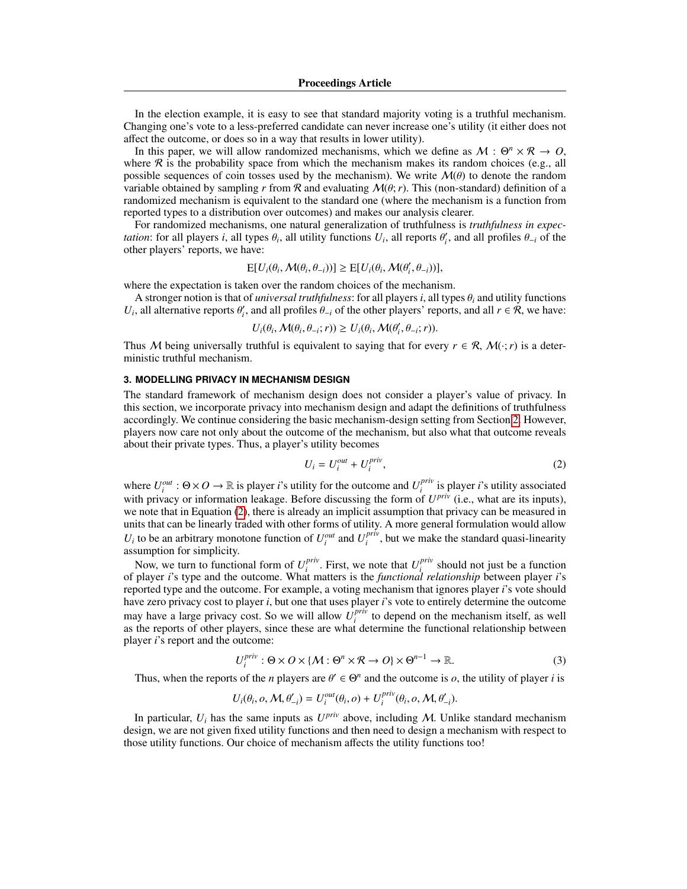In the election example, it is easy to see that standard majority voting is a truthful mechanism. Changing one's vote to a less-preferred candidate can never increase one's utility (it either does not affect the outcome, or does so in a way that results in lower utility).

In this paper, we will allow randomized mechanisms, which we define as $\mathcal{M} : \Theta^n \times \mathcal{R} \to O$, where $\mathcal{R}$ is the probability space from which the mechanism makes its random choices (e.g., all possible sequences of coin tosses used by the mechanism). We write $\mathcal{M}(\theta)$ to denote the random variable obtained by sampling $r$ from $\mathcal{R}$ and evaluating $\mathcal{M}(\theta; r)$. This (non-standard) definition of a randomized mechanism is equivalent to the standard one (where the mechanism is a function from reported types to a distribution over outcomes) and makes our analysis clearer.

For randomized mechanisms, one natural generalization of truthfulness is *truthfulness in expectation*: for all players $i$, all types $\theta_i$, all utility functions $U_i$, all reports $\theta'_i$, and all profiles $\theta_{-i}$ of the other players' reports, we have:

$$\mathrm{E}[U_i(\theta_i, \mathcal{M}(\theta_i, \theta_{-i}))] \geq \mathrm{E}[U_i(\theta_i, \mathcal{M}(\theta'_i, \theta_{-i}))],$$

where the expectation is taken over the random choices of the mechanism.

A stronger notion is that of *universal truthfulness*: for all players $i$, all types $\theta_i$ and utility functions $U_i$, all alternative reports $\theta'_i$, and all profiles $\theta_{-i}$ of the other players' reports, and all $r \in \mathcal{R}$, we have:

$$U_i(\theta_i, \mathcal{M}(\theta_i, \theta_{-i}; r)) \geq U_i(\theta_i, \mathcal{M}(\theta'_i, \theta_{-i}; r)).$$

Thus $\mathcal{M}$ being universally truthful is equivalent to saying that for every $r \in \mathcal{R}$, $\mathcal{M}(\cdot; r)$ is a deterministic truthful mechanism.

### 3. MODELLING PRIVACY IN MECHANISM DESIGN

The standard framework of mechanism design does not consider a player's value of privacy. In this section, we incorporate privacy into mechanism design and adapt the definitions of truthfulness accordingly. We continue considering the basic mechanism-design setting from Section 2. However, players now care not only about the outcome of the mechanism, but also what that outcome reveals about their private types. Thus, a player's utility becomes

$$U_i = U_i^{out} + U_i^{priv}, \tag{2}$$

where $U_i^{out} : \Theta \times O \to \mathbb{R}$ is player $i$'s utility for the outcome and $U_i^{priv}$ is player $i$'s utility associated with privacy or information leakage. Before discussing the form of $U^{priv}$ (i.e., what are its inputs), we note that in Equation (2), there is already an implicit assumption that privacy can be measured in units that can be linearly traded with other forms of utility. A more general formulation would allow $U_i$ to be an arbitrary monotone function of $U_i^{out}$ and $U_i^{priv}$, but we make the standard quasi-linearity assumption for simplicity.

Now, we turn to functional form of $U_i^{priv}$. First, we note that $U_i^{priv}$ should not just be a function of player $i$'s type and the outcome. What matters is the *functional relationship* between player $i$'s reported type and the outcome. For example, a voting mechanism that ignores player $i$'s vote should have zero privacy cost to player $i$, but one that uses player $i$'s vote to entirely determine the outcome may have a large privacy cost. So we will allow $U_i^{priv}$ to depend on the mechanism itself, as well as the reports of other players, since these are what determine the functional relationship between player $i$'s report and the outcome:

$$U_i^{priv} : \Theta \times O \times \{\mathcal{M} : \Theta^n \times \mathcal{R} \to O\} \times \Theta^{n-1} \to \mathbb{R}. \tag{3}$$

Thus, when the reports of the $n$ players are $\theta' \in \Theta^n$ and the outcome is $o$, the utility of player $i$ is

$$U_i(\theta_i, o, \mathcal{M}, \theta'_{-i}) = U_i^{out}(\theta_i, o) + U_i^{priv}(\theta_i, o, \mathcal{M}, \theta'_{-i}).$$

In particular, $U_i$ has the same inputs as $U^{priv}$ above, including $\mathcal{M}$. Unlike standard mechanism design, we are not given fixed utility functions and then need to design a mechanism with respect to those utility functions. Our choice of mechanism affects the utility functions too!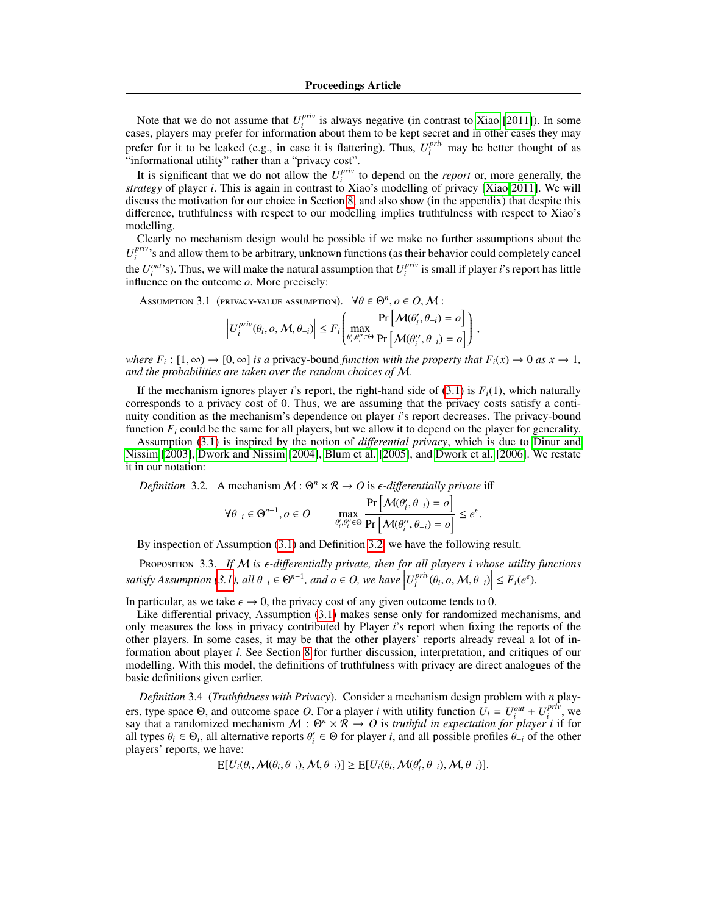Note that we do not assume that $U_i^{priv}$ is always negative (in contrast to Xiao [2011]). In some cases, players may prefer for information about them to be kept secret and in other cases they may prefer for it to be leaked (e.g., in case it is flattering). Thus, $U_i^{priv}$ may be better thought of as "informational utility" rather than a "privacy cost".

It is significant that we do not allow the $U_i^{priv}$ to depend on the *report* or, more generally, the *strategy* of player $i$. This is again in contrast to Xiao's modelling of privacy [Xiao 2011]. We will discuss the motivation for our choice in Section 8, and also show (in the appendix) that despite this difference, truthfulness with respect to our modelling implies truthfulness with respect to Xiao's modelling.

Clearly no mechanism design would be possible if we make no further assumptions about the $U_i^{priv}$'s and allow them to be arbitrary, unknown functions (as their behavior could completely cancel the $U_i^{out}$'s). Thus, we will make the natural assumption that $U_i^{priv}$ is small if player $i$'s report has little influence on the outcome $o$. More precisely:

Assumption 3.1 (privacy-value assumption). $\forall \theta \in \Theta^n, o \in O, \mathcal{M}$ :

$$\left| U_i^{priv}(\theta_i, o, \mathcal{M}, \theta_{-i}) \right| \leq F_i \left( \max_{\theta_i', \theta_i'' \in \Theta} \frac{\Pr\left[\mathcal{M}(\theta_i', \theta_{-i}) = o\right]}{\Pr\left[\mathcal{M}(\theta_i'', \theta_{-i}) = o\right]} \right),$$

*where $F_i : [1, \infty) \rightarrow [0, \infty]$ is a* privacy-bound *function with the property that $F_i(x) \rightarrow 0$ as $x \rightarrow 1$, and the probabilities are taken over the random choices of $\mathcal{M}$.*

If the mechanism ignores player $i$'s report, the right-hand side of (3.1) is $F_i(1)$, which naturally corresponds to a privacy cost of 0. Thus, we are assuming that the privacy costs satisfy a continuity condition as the mechanism's dependence on player $i$'s report decreases. The privacy-bound function $F_i$ could be the same for all players, but we allow it to depend on the player for generality.

Assumption (3.1) is inspired by the notion of *differential privacy*, which is due to Dinur and Nissim [2003], Dwork and Nissim [2004], Blum et al. [2005], and Dwork et al. [2006]. We restate it in our notation:

*Definition* 3.2. A mechanism $\mathcal{M} : \Theta^n \times \mathcal{R} \rightarrow O$ is *$\epsilon$-differentially private* iff

$$\forall \theta_{-i} \in \Theta^{n-1}, o \in O \qquad \max_{\theta_i', \theta_i'' \in \Theta} \frac{\Pr\left[\mathcal{M}(\theta_i', \theta_{-i}) = o\right]}{\Pr\left[\mathcal{M}(\theta_i'', \theta_{-i}) = o\right]} \leq e^{\epsilon}.$$

By inspection of Assumption (3.1) and Definition 3.2, we have the following result.

Proposition 3.3. *If $\mathcal{M}$ is $\epsilon$-differentially private, then for all players $i$ whose utility functions satisfy Assumption (3.1), all $\theta_{-i} \in \Theta^{n-1}$, and $o \in O$, we have $\left| U_i^{priv}(\theta_i, o, \mathcal{M}, \theta_{-i}) \right| \leq F_i(e^{\epsilon})$.*

In particular, as we take $\epsilon \rightarrow 0$, the privacy cost of any given outcome tends to 0.

Like differential privacy, Assumption (3.1) makes sense only for randomized mechanisms, and only measures the loss in privacy contributed by Player $i$'s report when fixing the reports of the other players. In some cases, it may be that the other players' reports already reveal a lot of information about player $i$. See Section 8 for further discussion, interpretation, and critiques of our modelling. With this model, the definitions of truthfulness with privacy are direct analogues of the basic definitions given earlier.

*Definition* 3.4 (*Truthfulness with Privacy*). Consider a mechanism design problem with $n$ players, type space $\Theta$, and outcome space $O$. For a player $i$ with utility function $U_i = U_i^{out} + U_i^{priv}$, we say that a randomized mechanism $\mathcal{M} : \Theta^n \times \mathcal{R} \rightarrow O$ is *truthful in expectation for player $i$* if for all types $\theta_i \in \Theta_i$, all alternative reports $\theta_i' \in \Theta$ for player $i$, and all possible profiles $\theta_{-i}$ of the other players' reports, we have:

$$\mathrm{E}[U_i(\theta_i, \mathcal{M}(\theta_i, \theta_{-i}), \mathcal{M}, \theta_{-i})] \geq \mathrm{E}[U_i(\theta_i, \mathcal{M}(\theta_i', \theta_{-i}), \mathcal{M}, \theta_{-i})].$$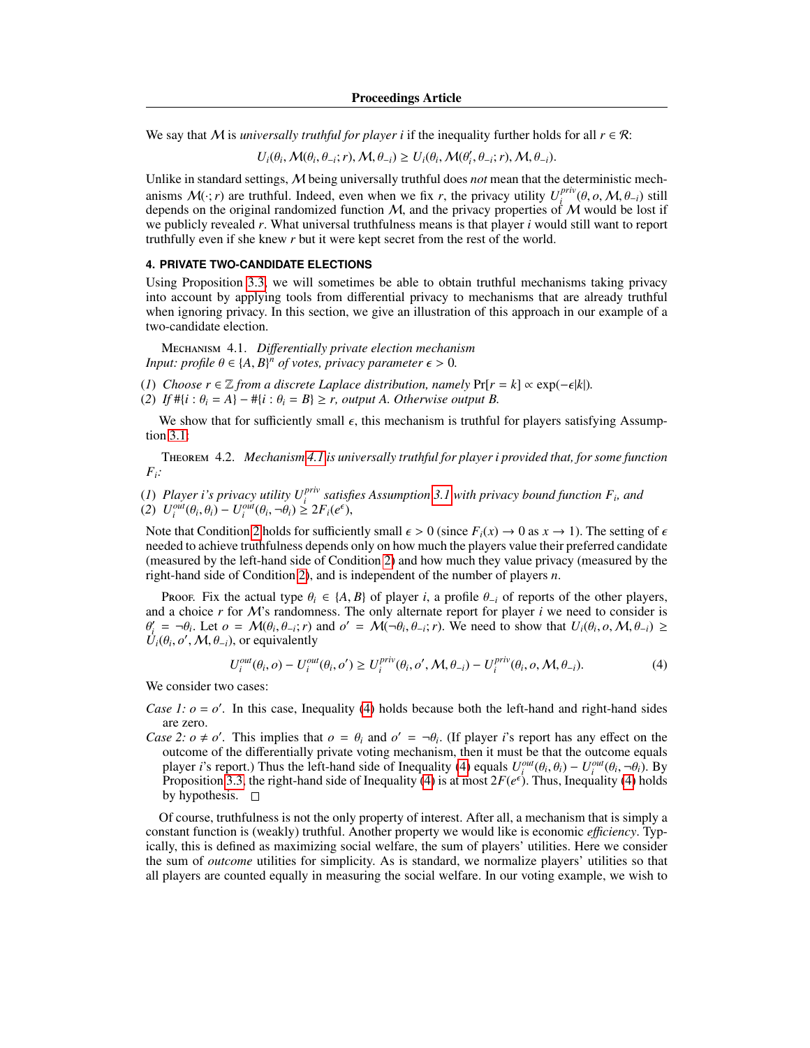We say that $\mathcal{M}$ is *universally truthful for player i* if the inequality further holds for all $r \in \mathcal{R}$:

$$U_i(\theta_i, \mathcal{M}(\theta_i, \theta_{-i}; r), \mathcal{M}, \theta_{-i}) \geq U_i(\theta_i, \mathcal{M}(\theta_i', \theta_{-i}; r), \mathcal{M}, \theta_{-i}).$$

Unlike in standard settings, $\mathcal{M}$ being universally truthful does *not* mean that the deterministic mechanisms $\mathcal{M}(\cdot; r)$ are truthful. Indeed, even when we fix $r$, the privacy utility $U_i^{priv}(\theta, o, \mathcal{M}, \theta_{-i})$ still depends on the original randomized function $\mathcal{M}$, and the privacy properties of $\mathcal{M}$ would be lost if we publicly revealed $r$. What universal truthfulness means is that player $i$ would still want to report truthfully even if she knew $r$ but it were kept secret from the rest of the world.

## 4. PRIVATE TWO-CANDIDATE ELECTIONS

Using Proposition 3.3, we will sometimes be able to obtain truthful mechanisms taking privacy into account by applying tools from differential privacy to mechanisms that are already truthful when ignoring privacy. In this section, we give an illustration of this approach in our example of a two-candidate election.

Mechanism 4.1. *Differentially private election mechanism*
*Input: profile $\theta \in \{A, B\}^n$ of votes, privacy parameter $\epsilon > 0$.*

(1) *Choose $r \in \mathbb{Z}$ from a discrete Laplace distribution, namely* $\Pr[r = k] \propto \exp(-\epsilon|k|)$.
(2) *If $\#\{i : \theta_i = A\} - \#\{i : \theta_i = B\} \geq r$, output A. Otherwise output B.*

We show that for sufficiently small $\epsilon$, this mechanism is truthful for players satisfying Assumption 3.1:

Theorem 4.2. *Mechanism 4.1 is universally truthful for player i provided that, for some function $F_i$:*

(1) *Player i's privacy utility $U_i^{priv}$ satisfies Assumption 3.1 with privacy bound function $F_i$, and*
(2) $U_i^{out}(\theta_i, \theta_i) - U_i^{out}(\theta_i, \neg\theta_i) \geq 2F_i(e^\epsilon)$,

Note that Condition 2 holds for sufficiently small $\epsilon > 0$ (since $F_i(x) \to 0$ as $x \to 1$). The setting of $\epsilon$ needed to achieve truthfulness depends only on how much the players value their preferred candidate (measured by the left-hand side of Condition 2) and how much they value privacy (measured by the right-hand side of Condition 2), and is independent of the number of players $n$.

Proof. Fix the actual type $\theta_i \in \{A, B\}$ of player $i$, a profile $\theta_{-i}$ of reports of the other players, and a choice $r$ for $\mathcal{M}$'s randomness. The only alternate report for player $i$ we need to consider is $\theta_i' = \neg\theta_i$. Let $o = \mathcal{M}(\theta_i, \theta_{-i}; r)$ and $o' = \mathcal{M}(\neg\theta_i, \theta_{-i}; r)$. We need to show that $U_i(\theta_i, o, \mathcal{M}, \theta_{-i}) \geq U_i(\theta_i, o', \mathcal{M}, \theta_{-i})$, or equivalently

$$U_i^{out}(\theta_i, o) - U_i^{out}(\theta_i, o') \geq U_i^{priv}(\theta_i, o', \mathcal{M}, \theta_{-i}) - U_i^{priv}(\theta_i, o, \mathcal{M}, \theta_{-i}). \tag{4}$$

We consider two cases:

*Case 1: $o = o'$.* In this case, Inequality (4) holds because both the left-hand and right-hand sides are zero.

*Case 2: $o \neq o'$.* This implies that $o = \theta_i$ and $o' = \neg\theta_i$. (If player $i$'s report has any effect on the outcome of the differentially private voting mechanism, then it must be that the outcome equals player $i$'s report.) Thus the left-hand side of Inequality (4) equals $U_i^{out}(\theta_i, \theta_i) - U_i^{out}(\theta_i, \neg\theta_i)$. By Proposition 3.3, the right-hand side of Inequality (4) is at most $2F(e^\epsilon)$. Thus, Inequality (4) holds by hypothesis. □

Of course, truthfulness is not the only property of interest. After all, a mechanism that is simply a constant function is (weakly) truthful. Another property we would like is economic *efficiency*. Typically, this is defined as maximizing social welfare, the sum of players' utilities. Here we consider the sum of *outcome* utilities for simplicity. As is standard, we normalize players' utilities so that all players are counted equally in measuring the social welfare. In our voting example, we wish to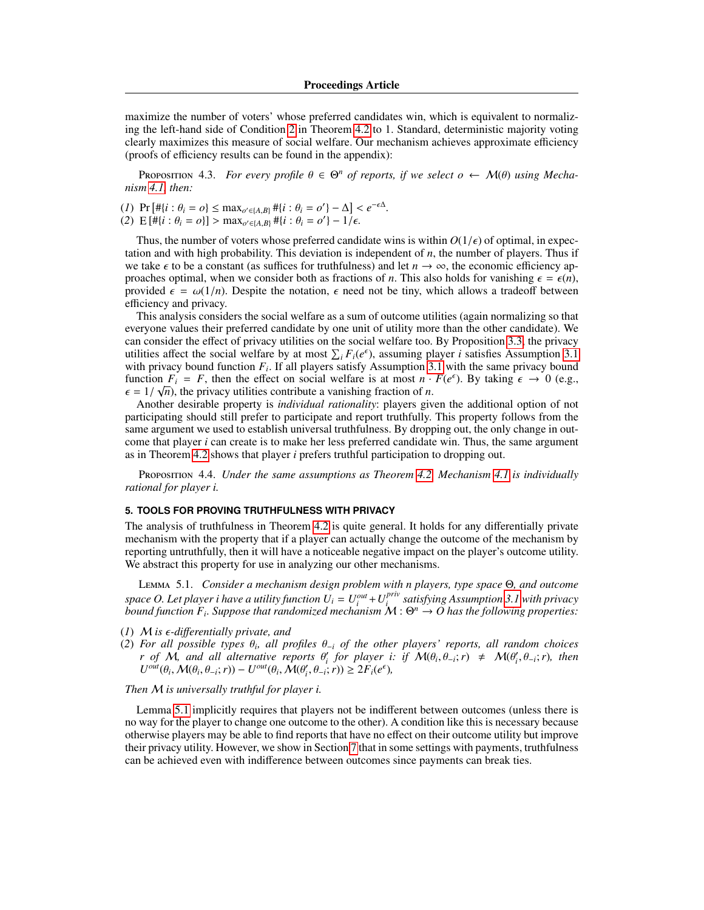maximize the number of voters' whose preferred candidates win, which is equivalent to normalizing the left-hand side of Condition 2 in Theorem 4.2 to 1. Standard, deterministic majority voting clearly maximizes this measure of social welfare. Our mechanism achieves approximate efficiency (proofs of efficiency results can be found in the appendix):

Proposition 4.3. *For every profile $\theta \in \Theta^n$ of reports, if we select $o \leftarrow \mathcal{M}(\theta)$ using Mechanism 4.1, then:*

(1) $\Pr\left[\#\{i : \theta_i = o\} \leq \max_{o' \in \{A,B\}} \#\{i : \theta_i = o'\} - \Delta\right] < e^{-\epsilon\Delta}$.
(2) $\mathrm{E}\left[\#\{i : \theta_i = o\}\right] > \max_{o' \in \{A,B\}} \#\{i : \theta_i = o'\} - 1/\epsilon$.

Thus, the number of voters whose preferred candidate wins is within $O(1/\epsilon)$ of optimal, in expectation and with high probability. This deviation is independent of $n$, the number of players. Thus if we take $\epsilon$ to be a constant (as suffices for truthfulness) and let $n \to \infty$, the economic efficiency approaches optimal, when we consider both as fractions of $n$. This also holds for vanishing $\epsilon = \epsilon(n)$, provided $\epsilon = \omega(1/n)$. Despite the notation, $\epsilon$ need not be tiny, which allows a tradeoff between efficiency and privacy.

This analysis considers the social welfare as a sum of outcome utilities (again normalizing so that everyone values their preferred candidate by one unit of utility more than the other candidate). We can consider the effect of privacy utilities on the social welfare too. By Proposition 3.3, the privacy utilities affect the social welfare by at most $\sum_i F_i(e^\epsilon)$, assuming player $i$ satisfies Assumption 3.1 with privacy bound function $F_i$. If all players satisfy Assumption 3.1 with the same privacy bound function $F_i = F$, then the effect on social welfare is at most $n \cdot F(e^\epsilon)$. By taking $\epsilon \to 0$ (e.g., $\epsilon = 1/\sqrt{n}$), the privacy utilities contribute a vanishing fraction of $n$.

Another desirable property is *individual rationality*: players given the additional option of not participating should still prefer to participate and report truthfully. This property follows from the same argument we used to establish universal truthfulness. By dropping out, the only change in outcome that player $i$ can create is to make her less preferred candidate win. Thus, the same argument as in Theorem 4.2 shows that player $i$ prefers truthful participation to dropping out.

Proposition 4.4. *Under the same assumptions as Theorem 4.2, Mechanism 4.1 is individually rational for player i.*

## 5. TOOLS FOR PROVING TRUTHFULNESS WITH PRIVACY

The analysis of truthfulness in Theorem 4.2 is quite general. It holds for any differentially private mechanism with the property that if a player can actually change the outcome of the mechanism by reporting untruthfully, then it will have a noticeable negative impact on the player's outcome utility. We abstract this property for use in analyzing our other mechanisms.

Lemma 5.1. *Consider a mechanism design problem with n players, type space $\Theta$, and outcome space $O$. Let player i have a utility function $U_i = U_i^{out} + U_i^{priv}$ satisfying Assumption 3.1 with privacy bound function $F_i$. Suppose that randomized mechanism $\mathcal{M} : \Theta^n \to O$ has the following properties:*

(1) *$\mathcal{M}$ is $\epsilon$-differentially private, and*
(2) *For all possible types $\theta_i$, all profiles $\theta_{-i}$ of the other players' reports, all random choices $r$ of $\mathcal{M}$, and all alternative reports $\theta_i'$ for player i: if $\mathcal{M}(\theta_i, \theta_{-i}; r) \neq \mathcal{M}(\theta_i', \theta_{-i}; r)$, then $U^{out}(\theta_i, \mathcal{M}(\theta_i, \theta_{-i}; r)) - U^{out}(\theta_i, \mathcal{M}(\theta_i', \theta_{-i}; r)) \geq 2F_i(e^\epsilon)$,*

*Then $\mathcal{M}$ is universally truthful for player i.*

Lemma 5.1 implicitly requires that players not be indifferent between outcomes (unless there is no way for the player to change one outcome to the other). A condition like this is necessary because otherwise players may be able to find reports that have no effect on their outcome utility but improve their privacy utility. However, we show in Section 7 that in some settings with payments, truthfulness can be achieved even with indifference between outcomes since payments can break ties.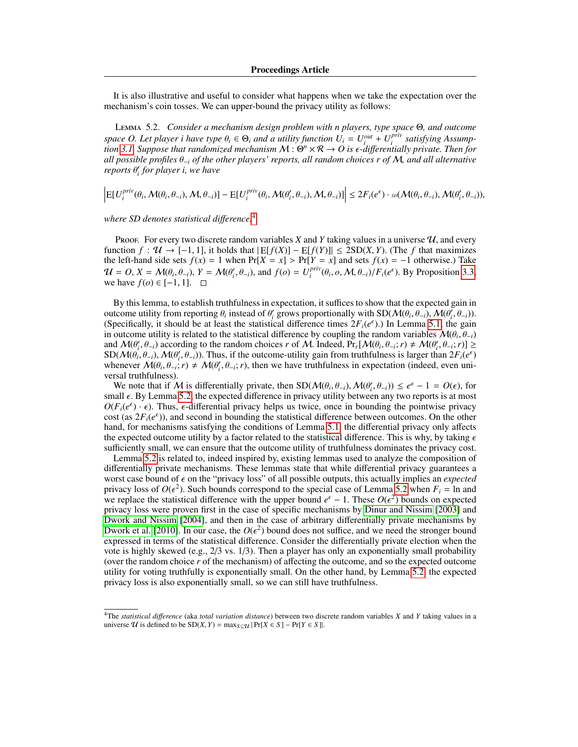It is also illustrative and useful to consider what happens when we take the expectation over the mechanism's coin tosses. We can upper-bound the privacy utility as follows:

Lemma 5.2. *Consider a mechanism design problem with $n$ players, type space $\Theta$, and outcome space $O$. Let player $i$ have type $\theta_i \in \Theta_i$ and a utility function $U_i = U_i^{out} + U_i^{priv}$ satisfying Assumption 3.1. Suppose that randomized mechanism $\mathcal{M} : \Theta^n \times \mathcal{R} \to O$ is $\epsilon$-differentially private. Then for all possible profiles $\theta_{-i}$ of the other players' reports, all random choices $r$ of $\mathcal{M}$, and all alternative reports $\theta_i'$ for player $i$, we have*

$$\left| \mathrm{E}[U_i^{priv}(\theta_i, \mathcal{M}(\theta_i, \theta_{-i}), \mathcal{M}, \theta_{-i})] - \mathrm{E}[U_i^{priv}(\theta_i, \mathcal{M}(\theta_i', \theta_{-i}), \mathcal{M}, \theta_{-i})] \right| \le 2F_i(e^\epsilon) \cdot \textsc{sd}(\mathcal{M}(\theta_i, \theta_{-i}), \mathcal{M}(\theta_i', \theta_{-i})),$$

*where SD denotes statistical difference.*[4]

Proof. For every two discrete random variables $X$ and $Y$ taking values in a universe $\mathcal{U}$, and every function $f : \mathcal{U} \to [-1, 1]$, it holds that $|\mathrm{E}[f(X)] - \mathrm{E}[f(Y)]| \le 2\mathrm{SD}(X, Y)$. (The $f$ that maximizes the left-hand side sets $f(x) = 1$ when $\Pr[X = x] > \Pr[Y = x]$ and sets $f(x) = -1$ otherwise.) Take $\mathcal{U} = O$, $X = \mathcal{M}(\theta_i, \theta_{-i})$, $Y = \mathcal{M}(\theta_i', \theta_{-i})$, and $f(o) = U_i^{priv}(\theta_i, o, \mathcal{M}, \theta_{-i})/F_i(e^\epsilon)$. By Proposition 3.3, we have $f(o) \in [-1, 1]$. □

By this lemma, to establish truthfulness in expectation, it suffices to show that the expected gain in outcome utility from reporting $\theta_i$ instead of $\theta_i'$ grows proportionally with $\mathrm{SD}(\mathcal{M}(\theta_i, \theta_{-i}), \mathcal{M}(\theta_i', \theta_{-i}))$. (Specifically, it should be at least the statistical difference times $2F_i(e^\epsilon)$.) In Lemma 5.1, the gain in outcome utility is related to the statistical difference by coupling the random variables $\mathcal{M}(\theta_i, \theta_{-i})$ and $\mathcal{M}(\theta_i', \theta_{-i})$ according to the random choices $r$ of $\mathcal{M}$. Indeed, $\Pr_r[\mathcal{M}(\theta_i, \theta_{-i}; r) \neq \mathcal{M}(\theta_i', \theta_{-i}; r)] \ge \mathrm{SD}(\mathcal{M}(\theta_i, \theta_{-i}), \mathcal{M}(\theta_i', \theta_{-i}))$. Thus, if the outcome-utility gain from truthfulness is larger than $2F_i(e^\epsilon)$ whenever $\mathcal{M}(\theta_i, \theta_{-i}; r) \neq \mathcal{M}(\theta_i', \theta_{-i}; r)$, then we have truthfulness in expectation (indeed, even universal truthfulness).

We note that if $\mathcal{M}$ is differentially private, then $\mathrm{SD}(\mathcal{M}(\theta_i, \theta_{-i}), \mathcal{M}(\theta_i', \theta_{-i})) \le e^\epsilon - 1 = O(\epsilon)$, for small $\epsilon$. By Lemma 5.2, the expected difference in privacy utility between any two reports is at most $O(F_i(e^\epsilon) \cdot \epsilon)$. Thus, $\epsilon$-differential privacy helps us twice, once in bounding the pointwise privacy cost (as $2F_i(e^\epsilon)$), and second in bounding the statistical difference between outcomes. On the other hand, for mechanisms satisfying the conditions of Lemma 5.1, the differential privacy only affects the expected outcome utility by a factor related to the statistical difference. This is why, by taking $\epsilon$ sufficiently small, we can ensure that the outcome utility of truthfulness dominates the privacy cost.

Lemma 5.2 is related to, indeed inspired by, existing lemmas used to analyze the composition of differentially private mechanisms. These lemmas state that while differential privacy guarantees a worst case bound of $\epsilon$ on the "privacy loss" of all possible outputs, this actually implies an *expected* privacy loss of $O(\epsilon^2)$. Such bounds correspond to the special case of Lemma 5.2 when $F_i = \ln$ and we replace the statistical difference with the upper bound $e^\epsilon - 1$. These $O(\epsilon^2)$ bounds on expected privacy loss were proven first in the case of specific mechanisms by Dinur and Nissim [2003] and Dwork and Nissim [2004], and then in the case of arbitrary differentially private mechanisms by Dwork et al. [2010]. In our case, the $O(\epsilon^2)$ bound does not suffice, and we need the stronger bound expressed in terms of the statistical difference. Consider the differentially private election when the vote is highly skewed (e.g., 2/3 vs. 1/3). Then a player has only an exponentially small probability (over the random choice $r$ of the mechanism) of affecting the outcome, and so the expected outcome utility for voting truthfully is exponentially small. On the other hand, by Lemma 5.2, the expected privacy loss is also exponentially small, so we can still have truthfulness.

[4] The *statistical difference* (aka *total variation distance*) between two discrete random variables $X$ and $Y$ taking values in a universe $\mathcal{U}$ is defined to be $\mathrm{SD}(X, Y) = \max_{S \subseteq \mathcal{U}} |\Pr[X \in S] - \Pr[Y \in S]|$.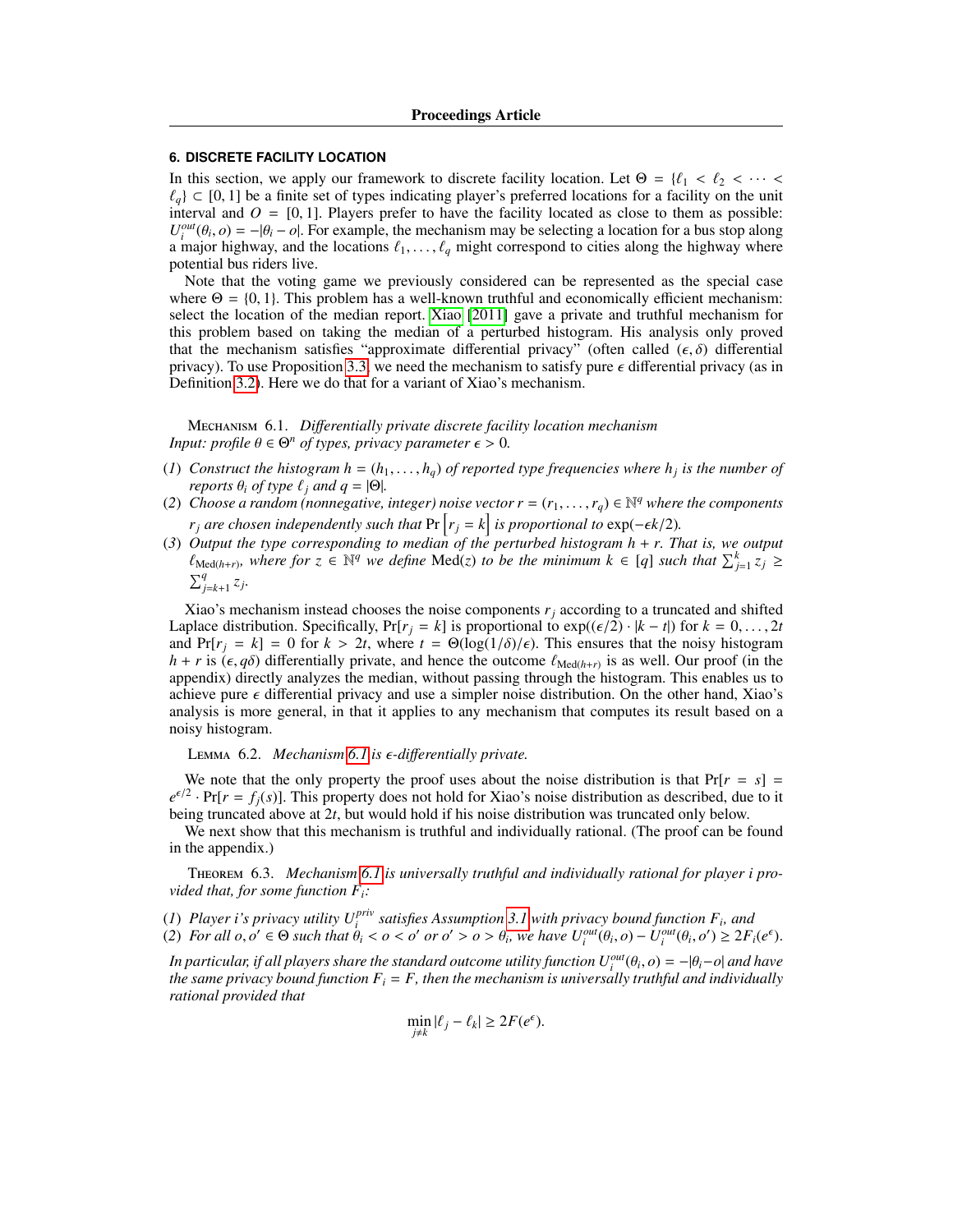## 6. DISCRETE FACILITY LOCATION

In this section, we apply our framework to discrete facility location. Let $\Theta = \{\ell_1 < \ell_2 < \cdots < \ell_q\} \subset [0, 1]$ be a finite set of types indicating player's preferred locations for a facility on the unit interval and $O = [0, 1]$. Players prefer to have the facility located as close to them as possible: $U_i^{out}(\theta_i, o) = -|\theta_i - o|$. For example, the mechanism may be selecting a location for a bus stop along a major highway, and the locations $\ell_1, \ldots, \ell_q$ might correspond to cities along the highway where potential bus riders live.

Note that the voting game we previously considered can be represented as the special case where $\Theta = \{0, 1\}$. This problem has a well-known truthful and economically efficient mechanism: select the location of the median report. Xiao [2011] gave a private and truthful mechanism for this problem based on taking the median of a perturbed histogram. His analysis only proved that the mechanism satisfies "approximate differential privacy" (often called $(\epsilon, \delta)$ differential privacy). To use Proposition 3.3, we need the mechanism to satisfy pure $\epsilon$ differential privacy (as in Definition 3.2). Here we do that for a variant of Xiao's mechanism.

Mechanism 6.1. *Differentially private discrete facility location mechanism*
*Input: profile $\theta \in \Theta^n$ of types, privacy parameter $\epsilon > 0$.*

(1) *Construct the histogram $h = (h_1, \ldots, h_q)$ of reported type frequencies where $h_j$ is the number of reports $\theta_i$ of type $\ell_j$ and $q = |\Theta|$.*
(2) *Choose a random (nonnegative, integer) noise vector $r = (r_1, \ldots, r_q) \in \mathbb{N}^q$ where the components $r_j$ are chosen independently such that $\Pr\left[r_j = k\right]$ is proportional to $\exp(-\epsilon k/2)$.*
(3) *Output the type corresponding to median of the perturbed histogram $h + r$. That is, we output $\ell_{\text{Med}(h+r)}$, where for $z \in \mathbb{N}^q$ we define $\text{Med}(z)$ to be the minimum $k \in [q]$ such that $\sum_{j=1}^{k} z_j \geq \sum_{j=k+1}^{q} z_j$.*

Xiao's mechanism instead chooses the noise components $r_j$ according to a truncated and shifted Laplace distribution. Specifically, $\Pr[r_j = k]$ is proportional to $\exp((\epsilon/2) \cdot |k - t|)$ for $k = 0, \ldots, 2t$ and $\Pr[r_j = k] = 0$ for $k > 2t$, where $t = \Theta(\log(1/\delta)/\epsilon)$. This ensures that the noisy histogram $h + r$ is $(\epsilon, q\delta)$ differentially private, and hence the outcome $\ell_{\text{Med}(h+r)}$ is as well. Our proof (in the appendix) directly analyzes the median, without passing through the histogram. This enables us to achieve pure $\epsilon$ differential privacy and use a simpler noise distribution. On the other hand, Xiao's analysis is more general, in that it applies to any mechanism that computes its result based on a noisy histogram.

Lemma 6.2. *Mechanism 6.1 is $\epsilon$-differentially private.*

We note that the only property the proof uses about the noise distribution is that $\Pr[r = s] = e^{\epsilon/2} \cdot \Pr[r = f_j(s)]$. This property does not hold for Xiao's noise distribution as described, due to it being truncated above at $2t$, but would hold if his noise distribution was truncated only below.

We next show that this mechanism is truthful and individually rational. (The proof can be found in the appendix.)

Theorem 6.3. *Mechanism 6.1 is universally truthful and individually rational for player $i$ provided that, for some function $F_i$:*

(1) *Player $i$'s privacy utility $U_i^{priv}$ satisfies Assumption 3.1 with privacy bound function $F_i$, and*
(2) *For all $o, o' \in \Theta$ such that $\theta_i < o < o'$ or $o' > o > \theta_i$, we have $U_i^{out}(\theta_i, o) - U_i^{out}(\theta_i, o') \geq 2F_i(e^\epsilon)$.*

*In particular, if all players share the standard outcome utility function $U_i^{out}(\theta_i, o) = -|\theta_i - o|$ and have the same privacy bound function $F_i = F$, then the mechanism is universally truthful and individually rational provided that*

$$\min_{j \neq k} |\ell_j - \ell_k| \geq 2F(e^\epsilon).$$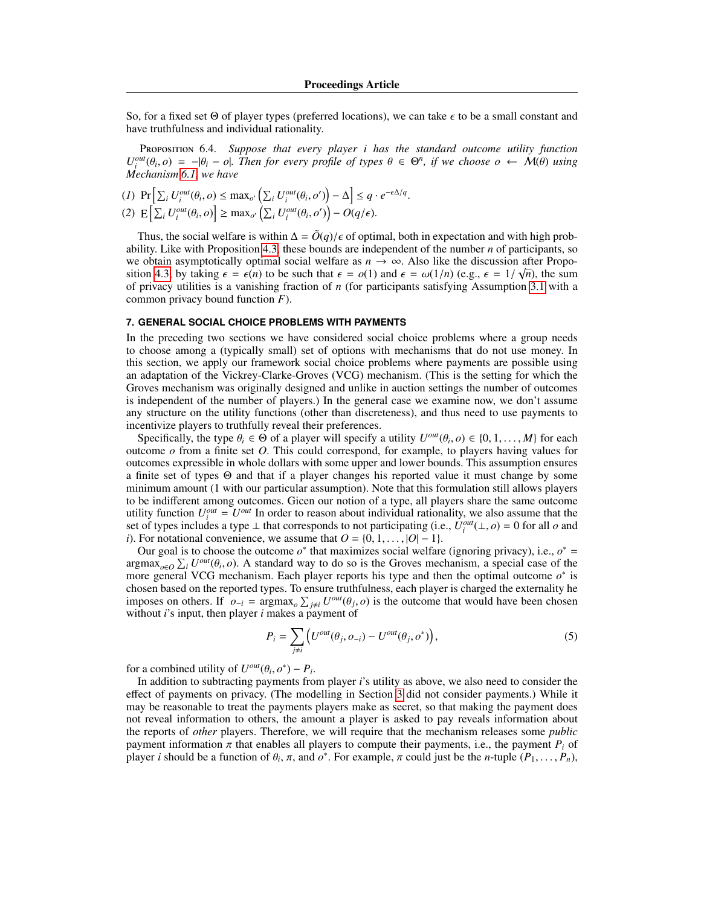So, for a fixed set $\Theta$ of player types (preferred locations), we can take $\epsilon$ to be a small constant and have truthfulness and individual rationality.

Proposition 6.4. *Suppose that every player $i$ has the standard outcome utility function $U_i^{out}(\theta_i, o) = -|\theta_i - o|$. Then for every profile of types $\theta \in \Theta^n$, if we choose $o \leftarrow \mathcal{M}(\theta)$ using Mechanism 6.1, we have*

(1) $\Pr\left[\sum_i U_i^{out}(\theta_i, o) \leq \max_{o'}\left(\sum_i U_i^{out}(\theta_i, o')\right) - \Delta\right] \leq q \cdot e^{-\epsilon\Delta/q}$.

(2) $\mathrm{E}\left[\sum_i U_i^{out}(\theta_i, o)\right] \geq \max_{o'}\left(\sum_i U_i^{out}(\theta_i, o')\right) - O(q/\epsilon)$.

Thus, the social welfare is within $\Delta = \tilde{O}(q)/\epsilon$ of optimal, both in expectation and with high probability. Like with Proposition 4.3, these bounds are independent of the number $n$ of participants, so we obtain asymptotically optimal social welfare as $n \to \infty$. Also like the discussion after Proposition 4.3, by taking $\epsilon = \epsilon(n)$ to be such that $\epsilon = o(1)$ and $\epsilon = \omega(1/n)$ (e.g., $\epsilon = 1/\sqrt{n}$), the sum of privacy utilities is a vanishing fraction of $n$ (for participants satisfying Assumption 3.1 with a common privacy bound function $F$).

## 7. GENERAL SOCIAL CHOICE PROBLEMS WITH PAYMENTS

In the preceding two sections we have considered social choice problems where a group needs to choose among a (typically small) set of options with mechanisms that do not use money. In this section, we apply our framework social choice problems where payments are possible using an adaptation of the Vickrey-Clarke-Groves (VCG) mechanism. (This is the setting for which the Groves mechanism was originally designed and unlike in auction settings the number of outcomes is independent of the number of players.) In the general case we examine now, we don't assume any structure on the utility functions (other than discreteness), and thus need to use payments to incentivize players to truthfully reveal their preferences.

Specifically, the type $\theta_i \in \Theta$ of a player will specify a utility $U^{out}(\theta_i, o) \in \{0, 1, \ldots, M\}$ for each outcome $o$ from a finite set $O$. This could correspond, for example, to players having values for outcomes expressible in whole dollars with some upper and lower bounds. This assumption ensures a finite set of types $\Theta$ and that if a player changes his reported value it must change by some minimum amount (1 with our particular assumption). Note that this formulation still allows players to be indifferent among outcomes. Gicen our notion of a type, all players share the same outcome utility function $U_i^{out} = U^{out}$ In order to reason about individual rationality, we also assume that the set of types includes a type $\perp$ that corresponds to not participating (i.e., $U_i^{out}(\perp, o) = 0$ for all $o$ and $i$). For notational convenience, we assume that $O = \{0, 1, \ldots, |O| - 1\}$.

Our goal is to choose the outcome $o^*$ that maximizes social welfare (ignoring privacy), i.e., $o^* = \mathrm{argmax}_{o \in O} \sum_i U^{out}(\theta_i, o)$. A standard way to do so is the Groves mechanism, a special case of the more general VCG mechanism. Each player reports his type and then the optimal outcome $o^*$ is chosen based on the reported types. To ensure truthfulness, each player is charged the externality he imposes on others. If $o_{-i} = \mathrm{argmax}_o \sum_{j \neq i} U^{out}(\theta_j, o)$ is the outcome that would have been chosen without $i$'s input, then player $i$ makes a payment of

$$P_i = \sum_{j \neq i}\left(U^{out}(\theta_j, o_{-i}) - U^{out}(\theta_j, o^*)\right), \tag{5}$$

for a combined utility of $U^{out}(\theta_i, o^*) - P_i$.

In addition to subtracting payments from player $i$'s utility as above, we also need to consider the effect of payments on privacy. (The modelling in Section 3 did not consider payments.) While it may be reasonable to treat the payments players make as secret, so that making the payment does not reveal information to others, the amount a player is asked to pay reveals information about the reports of *other* players. Therefore, we will require that the mechanism releases some *public* payment information $\pi$ that enables all players to compute their payments, i.e., the payment $P_i$ of player $i$ should be a function of $\theta_i$, $\pi$, and $o^*$. For example, $\pi$ could just be the $n$-tuple $(P_1, \ldots, P_n)$,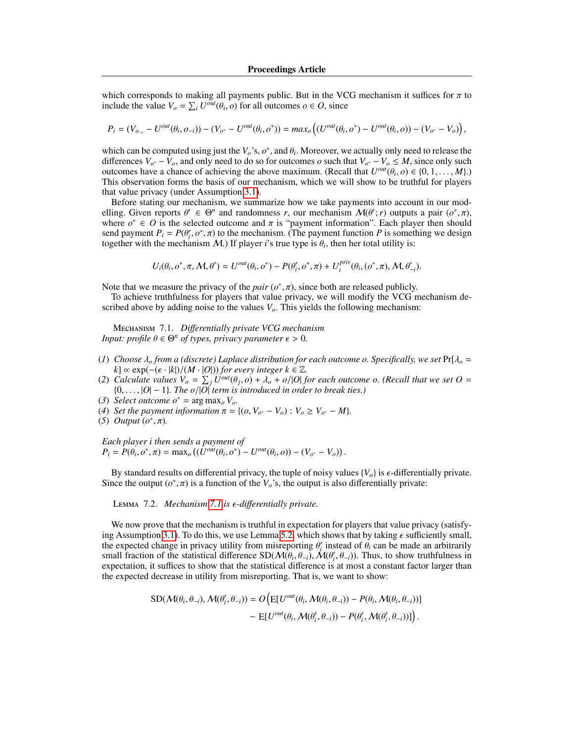which corresponds to making all payments public. But in the VCG mechanism it suffices for $\pi$ to include the value $V_o = \sum_i U^{out}(\theta_i, o)$ for all outcomes $o \in O$, since

$$P_i = (V_{o_{-i}} - U^{out}(\theta_i, o_{-i})) - (V_{o^*} - U^{out}(\theta_i, o^*)) = max_o \left( (U^{out}(\theta_i, o^*) - U^{out}(\theta_i, o)) - (V_{o^*} - V_o) \right),$$

which can be computed using just the $V_o$'s, $o^*$, and $\theta_i$. Moreover, we actually only need to release the differences $V_{o^*} - V_o$, and only need to do so for outcomes $o$ such that $V_{o^*} - V_o \leq M$, since only such outcomes have a chance of achieving the above maximum. (Recall that $U^{out}(\theta_i, o) \in \{0, 1, \ldots, M\}$.) This observation forms the basis of our mechanism, which we will show to be truthful for players that value privacy (under Assumption 3.1).

Before stating our mechanism, we summarize how we take payments into account in our modelling. Given reports $\theta' \in \Theta^n$ and randomness $r$, our mechanism $\mathcal{M}(\theta'; r)$ outputs a pair $(o^*, \pi)$, where $o^* \in O$ is the selected outcome and $\pi$ is "payment information". Each player then should send payment $P_i = P(\theta'_i, o^*, \pi)$ to the mechanism. (The payment function $P$ is something we design together with the mechanism $\mathcal{M}$.) If player $i$'s true type is $\theta_i$, then her total utility is:

$$U_i(\theta_i, o^*, \pi, \mathcal{M}, \theta') = U^{out}(\theta_i, o^*) - P(\theta'_i, o^*, \pi) + U_i^{priv}(\theta_i, (o^*, \pi), \mathcal{M}, \theta'_{-i}).$$

Note that we measure the privacy of the *pair* $(o^*, \pi)$, since both are released publicly.

To achieve truthfulness for players that value privacy, we will modify the VCG mechanism described above by adding noise to the values $V_o$. This yields the following mechanism:

Mechanism 7.1. *Differentially private VCG mechanism*
*Input: profile $\theta \in \Theta^n$ of types, privacy parameter $\epsilon > 0$.*

(1) *Choose $\lambda_o$ from a (discrete) Laplace distribution for each outcome $o$. Specifically, we set* $\Pr[\lambda_o = k] \propto \exp(-(\epsilon \cdot |k|)/(M \cdot |O|))$ *for every integer $k \in \mathbb{Z}$.*
(2) *Calculate values $V_o = \sum_j U^{out}(\theta_j, o) + \lambda_o + o/|O|$ for each outcome $o$. (Recall that we set $O = \{0, \ldots, |O| - 1\}$. The $o/|O|$ term is introduced in order to break ties.)*
(3) *Select outcome $o^* = \arg\max_o V_o$.*
(4) *Set the payment information $\pi = \{(o, V_{o^*} - V_o) : V_o \geq V_{o^*} - M\}$.*
(5) *Output $(o^*, \pi)$.*

*Each player $i$ then sends a payment of*
$P_i = P(\theta_i, o^*, \pi) = \max_o \left( (U^{out}(\theta_i, o^*) - U^{out}(\theta_i, o)) - (V_{o^*} - V_o) \right).$

By standard results on differential privacy, the tuple of noisy values $\{V_o\}$ is $\epsilon$-differentially private. Since the output $(o^*, \pi)$ is a function of the $V_o$'s, the output is also differentially private:

Lemma 7.2. *Mechanism 7.1 is $\epsilon$-differentially private.*

We now prove that the mechanism is truthful in expectation for players that value privacy (satisfying Assumption 3.1). To do this, we use Lemma 5.2, which shows that by taking $\epsilon$ sufficiently small, the expected change in privacy utility from misreporting $\theta'_i$ instead of $\theta_i$ can be made an arbitrarily small fraction of the statistical difference $\mathrm{SD}(\mathcal{M}(\theta_i, \theta_{-i}), \mathcal{M}(\theta'_i, \theta_{-i}))$. Thus, to show truthfulness in expectation, it suffices to show that the statistical difference is at most a constant factor larger than the expected decrease in utility from misreporting. That is, we want to show:

$$\begin{aligned}
\mathrm{SD}(\mathcal{M}(\theta_i, \theta_{-i}), \mathcal{M}(\theta'_i, \theta_{-i})) = O\Big( &\mathrm{E}[U^{out}(\theta_i, \mathcal{M}(\theta_i, \theta_{-i})) - P(\theta_i, \mathcal{M}(\theta_i, \theta_{-i}))] \\
&- \mathrm{E}[U^{out}(\theta_i, \mathcal{M}(\theta'_i, \theta_{-i})) - P(\theta'_i, \mathcal{M}(\theta'_i, \theta_{-i}))] \Big).
\end{aligned}$$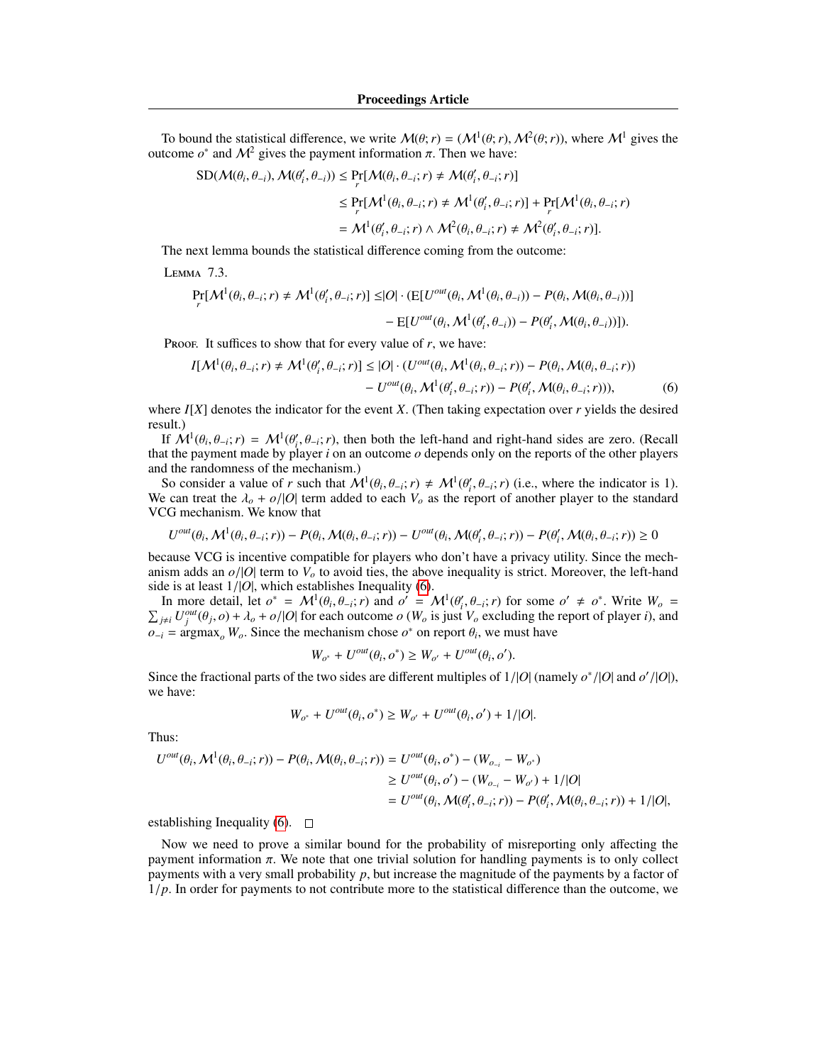To bound the statistical difference, we write $\mathcal{M}(\theta;r) = (\mathcal{M}^1(\theta;r), \mathcal{M}^2(\theta;r))$, where $\mathcal{M}^1$ gives the outcome $o^*$ and $\mathcal{M}^2$ gives the payment information $\pi$. Then we have:

$$
\begin{aligned}
\mathrm{SD}(\mathcal{M}(\theta_i,\theta_{-i}), \mathcal{M}(\theta_i',\theta_{-i})) &\leq \Pr_r[\mathcal{M}(\theta_i,\theta_{-i};r) \neq \mathcal{M}(\theta_i',\theta_{-i};r)] \\
&\leq \Pr_r[\mathcal{M}^1(\theta_i,\theta_{-i};r) \neq \mathcal{M}^1(\theta_i',\theta_{-i};r)] + \Pr_r[\mathcal{M}^1(\theta_i,\theta_{-i};r) \\
&= \mathcal{M}^1(\theta_i',\theta_{-i};r) \wedge \mathcal{M}^2(\theta_i,\theta_{-i};r) \neq \mathcal{M}^2(\theta_i',\theta_{-i};r)].
\end{aligned}
$$

The next lemma bounds the statistical difference coming from the outcome:

Lemma 7.3.

$$
\begin{aligned}
\Pr_r[\mathcal{M}^1(\theta_i,\theta_{-i};r) \neq \mathcal{M}^1(\theta_i',\theta_{-i};r)] \leq & |O| \cdot (\mathrm{E}[U^{out}(\theta_i, \mathcal{M}^1(\theta_i,\theta_{-i})) - P(\theta_i, \mathcal{M}(\theta_i,\theta_{-i}))] \\
& - \mathrm{E}[U^{out}(\theta_i, \mathcal{M}^1(\theta_i',\theta_{-i})) - P(\theta_i', \mathcal{M}(\theta_i,\theta_{-i}))]).
\end{aligned}
$$

Proof. It suffices to show that for every value of $r$, we have:

$$
\begin{aligned}
I[\mathcal{M}^1(\theta_i,\theta_{-i};r) \neq \mathcal{M}^1(\theta_i',\theta_{-i};r)] \leq |O| \cdot (& U^{out}(\theta_i, \mathcal{M}^1(\theta_i,\theta_{-i};r)) - P(\theta_i, \mathcal{M}(\theta_i,\theta_{-i};r)) \\
& - U^{out}(\theta_i, \mathcal{M}^1(\theta_i',\theta_{-i};r)) - P(\theta_i', \mathcal{M}(\theta_i,\theta_{-i};r))), \qquad (6)
\end{aligned}
$$

where $I[X]$ denotes the indicator for the event $X$. (Then taking expectation over $r$ yields the desired result.)

If $\mathcal{M}^1(\theta_i,\theta_{-i};r) = \mathcal{M}^1(\theta_i',\theta_{-i};r)$, then both the left-hand and right-hand sides are zero. (Recall that the payment made by player $i$ on an outcome $o$ depends only on the reports of the other players and the randomness of the mechanism.)

So consider a value of $r$ such that $\mathcal{M}^1(\theta_i,\theta_{-i};r) \neq \mathcal{M}^1(\theta_i',\theta_{-i};r)$ (i.e., where the indicator is 1). We can treat the $\lambda_o + o/|O|$ term added to each $V_o$ as the report of another player to the standard VCG mechanism. We know that

$$
U^{out}(\theta_i, \mathcal{M}^1(\theta_i,\theta_{-i};r)) - P(\theta_i, \mathcal{M}(\theta_i,\theta_{-i};r)) - U^{out}(\theta_i, \mathcal{M}(\theta_i',\theta_{-i};r)) - P(\theta_i', \mathcal{M}(\theta_i,\theta_{-i};r)) \geq 0
$$

because VCG is incentive compatible for players who don't have a privacy utility. Since the mechanism adds an $o/|O|$ term to $V_o$ to avoid ties, the above inequality is strict. Moreover, the left-hand side is at least $1/|O|$, which establishes Inequality (6).

In more detail, let $o^* = \mathcal{M}^1(\theta_i,\theta_{-i};r)$ and $o' = \mathcal{M}^1(\theta_i',\theta_{-i};r)$ for some $o' \neq o^*$. Write $W_o = \sum_{j\neq i} U_j^{out}(\theta_j, o) + \lambda_o + o/|O|$ for each outcome $o$ ($W_o$ is just $V_o$ excluding the report of player $i$), and $o_{-i} = \operatorname{argmax}_o W_o$. Since the mechanism chose $o^*$ on report $\theta_i$, we must have

$$
W_{o^*} + U^{out}(\theta_i, o^*) \geq W_{o'} + U^{out}(\theta_i, o').
$$

Since the fractional parts of the two sides are different multiples of $1/|O|$ (namely $o^*/|O|$ and $o'/|O|$), we have:

$$
W_{o^*} + U^{out}(\theta_i, o^*) \geq W_{o'} + U^{out}(\theta_i, o') + 1/|O|.
$$

Thus:

$$
\begin{aligned}
U^{out}(\theta_i, \mathcal{M}^1(\theta_i,\theta_{-i};r)) - P(\theta_i, \mathcal{M}(\theta_i,\theta_{-i};r)) &= U^{out}(\theta_i, o^*) - (W_{o_{-i}} - W_{o^*}) \\
&\geq U^{out}(\theta_i, o') - (W_{o_{-i}} - W_{o'}) + 1/|O| \\
&= U^{out}(\theta_i, \mathcal{M}(\theta_i',\theta_{-i};r)) - P(\theta_i', \mathcal{M}(\theta_i,\theta_{-i};r)) + 1/|O|,
\end{aligned}
$$

establishing Inequality (6). □

Now we need to prove a similar bound for the probability of misreporting only affecting the payment information $\pi$. We note that one trivial solution for handling payments is to only collect payments with a very small probability $p$, but increase the magnitude of the payments by a factor of $1/p$. In order for payments to not contribute more to the statistical difference than the outcome, we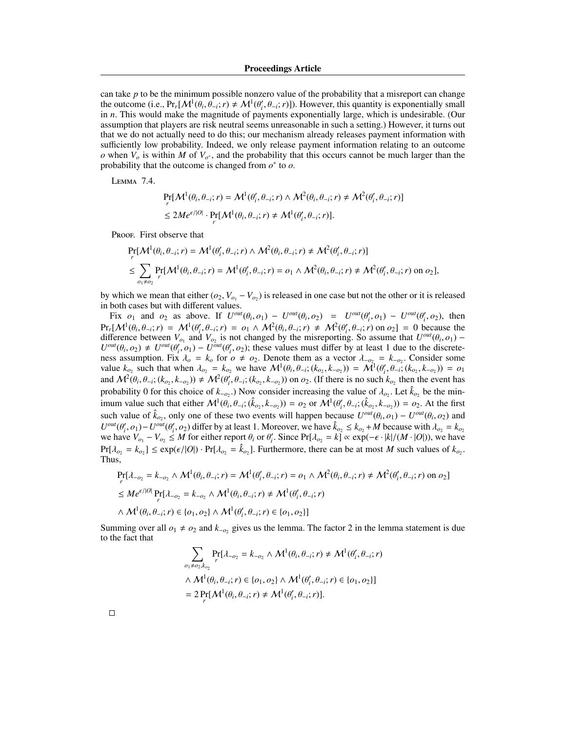can take $p$ to be the minimum possible nonzero value of the probability that a misreport can change the outcome (i.e., $\Pr_r[\mathcal{M}^1(\theta_i, \theta_{-i}; r) \neq \mathcal{M}^1(\theta_i', \theta_{-i}; r)]$). However, this quantity is exponentially small in $n$. This would make the magnitude of payments exponentially large, which is undesirable. (Our assumption that players are risk neutral seems unreasonable in such a setting.) However, it turns out that we do not actually need to do this; our mechanism already releases payment information with sufficiently low probability. Indeed, we only release payment information relating to an outcome $o$ when $V_o$ is within $M$ of $V_{o^*}$, and the probability that this occurs cannot be much larger than the probability that the outcome is changed from $o^*$ to $o$.

Lemma 7.4.

$$\Pr_r[\mathcal{M}^1(\theta_i, \theta_{-i}; r) = \mathcal{M}^1(\theta_i', \theta_{-i}; r) \wedge \mathcal{M}^2(\theta_i, \theta_{-i}; r) \neq \mathcal{M}^2(\theta_i', \theta_{-i}; r)]$$
$$\leq 2Me^{\epsilon/|O|} \cdot \Pr_r[\mathcal{M}^1(\theta_i, \theta_{-i}; r) \neq \mathcal{M}^1(\theta_i', \theta_{-i}; r)].$$

Proof. First observe that

$$\Pr_r[\mathcal{M}^1(\theta_i, \theta_{-i}; r) = \mathcal{M}^1(\theta_i', \theta_{-i}; r) \wedge \mathcal{M}^2(\theta_i, \theta_{-i}; r) \neq \mathcal{M}^2(\theta_i', \theta_{-i}; r)]$$
$$\leq \sum_{o_1 \neq o_2} \Pr_r[\mathcal{M}^1(\theta_i, \theta_{-i}; r) = \mathcal{M}^1(\theta_i', \theta_{-i}; r) = o_1 \wedge \mathcal{M}^2(\theta_i, \theta_{-i}; r) \neq \mathcal{M}^2(\theta_i', \theta_{-i}; r) \text{ on } o_2],$$

by which we mean that either $(o_2, V_{o_1} - V_{o_2})$ is released in one case but not the other or it is released in both cases but with different values.

Fix $o_1$ and $o_2$ as above. If $U^{out}(\theta_i, o_1) - U^{out}(\theta_i, o_2) = U^{out}(\theta_i', o_1) - U^{out}(\theta_i', o_2)$, then $\Pr_r[\mathcal{M}^1(\theta_i, \theta_{-i}; r) = \mathcal{M}^1(\theta_i', \theta_{-i}; r) = o_1 \wedge \mathcal{M}^2(\theta_i, \theta_{-i}; r) \neq \mathcal{M}^2(\theta_i', \theta_{-i}; r) \text{ on } o_2] = 0$ because the difference between $V_{o_1}$ and $V_{o_2}$ is not changed by the misreporting. So assume that $U^{out}(\theta_i, o_1) - U^{out}(\theta_i, o_2) \neq U^{out}(\theta_i', o_1) - U^{out}(\theta_i', o_2)$; these values must differ by at least 1 due to the discreteness assumption. Fix $\lambda_o = k_o$ for $o \neq o_2$. Denote them as a vector $\lambda_{-o_2} = k_{-o_2}$. Consider some value $k_{o_2}$ such that when $\lambda_{o_2} = k_{o_2}$ we have $\mathcal{M}^1(\theta_i, \theta_{-i}; (k_{o_2}, k_{-o_2})) = \mathcal{M}^1(\theta_i', \theta_{-i}; (k_{o_2}, k_{-o_2})) = o_1$ and $\mathcal{M}^2(\theta_i, \theta_{-i}; (k_{o_2}, k_{-o_2})) \neq \mathcal{M}^2(\theta_i', \theta_{-i}; (k_{o_2}, k_{-o_2}))$ on $o_2$. (If there is no such $k_{o_2}$ then the event has probability 0 for this choice of $k_{-o_2}$.) Now consider increasing the value of $\lambda_{o_2}$. Let $\hat{k}_{o_2}$ be the minimum value such that either $\mathcal{M}^1(\theta_i, \theta_{-i}; (\hat{k}_{o_2}, k_{-o_2})) = o_2$ or $\mathcal{M}^1(\theta_i', \theta_{-i}; (\hat{k}_{o_2}, k_{-o_2})) = o_2$. At the first such value of $\hat{k}_{o_2}$, only one of these two events will happen because $U^{out}(\theta_i, o_1) - U^{out}(\theta_i, o_2)$ and $U^{out}(\theta_i', o_1) - U^{out}(\theta_i', o_2)$ differ by at least 1. Moreover, we have $\hat{k}_{o_2} \leq k_{o_2} + M$ because with $\lambda_{o_2} = k_{o_2}$ we have $V_{o_1} - V_{o_2} \leq M$ for either report $\theta_i$ or $\theta_i'$. Since $\Pr[\lambda_{o_2} = k] \propto \exp(-\epsilon \cdot |k|/(M \cdot |O|))$, we have $\Pr[\lambda_{o_2} = k_{o_2}] \leq \exp(\epsilon/|O|) \cdot \Pr[\lambda_{o_2} = \hat{k}_{o_2}]$. Furthermore, there can be at most $M$ such values of $k_{o_2}$. Thus,

$$\Pr_r[\lambda_{-o_2} = k_{-o_2} \wedge \mathcal{M}^1(\theta_i, \theta_{-i}; r) = \mathcal{M}^1(\theta_i', \theta_{-i}; r) = o_1 \wedge \mathcal{M}^2(\theta_i, \theta_{-i}; r) \neq \mathcal{M}^2(\theta_i', \theta_{-i}; r) \text{ on } o_2]$$
$$\leq Me^{\epsilon/|O|} \Pr_r[\lambda_{-o_2} = k_{-o_2} \wedge \mathcal{M}^1(\theta_i, \theta_{-i}; r) \neq \mathcal{M}^1(\theta_i', \theta_{-i}; r)$$
$$\wedge\, \mathcal{M}^1(\theta_i, \theta_{-i}; r) \in \{o_1, o_2\} \wedge \mathcal{M}^1(\theta_i', \theta_{-i}; r) \in \{o_1, o_2\}]$$

Summing over all $o_1 \neq o_2$ and $k_{-o_2}$ gives us the lemma. The factor 2 in the lemma statement is due to the fact that

$$\sum_{o_1 \neq o_2, k_{o_2}} \Pr_r[\lambda_{-o_2} = k_{-o_2} \wedge \mathcal{M}^1(\theta_i, \theta_{-i}; r) \neq \mathcal{M}^1(\theta_i', \theta_{-i}; r)$$
$$\wedge\, \mathcal{M}^1(\theta_i, \theta_{-i}; r) \in \{o_1, o_2\} \wedge \mathcal{M}^1(\theta_i', \theta_{-i}; r) \in \{o_1, o_2\}]$$
$$= 2 \Pr_r[\mathcal{M}^1(\theta_i, \theta_{-i}; r) \neq \mathcal{M}^1(\theta_i', \theta_{-i}; r)].$$

□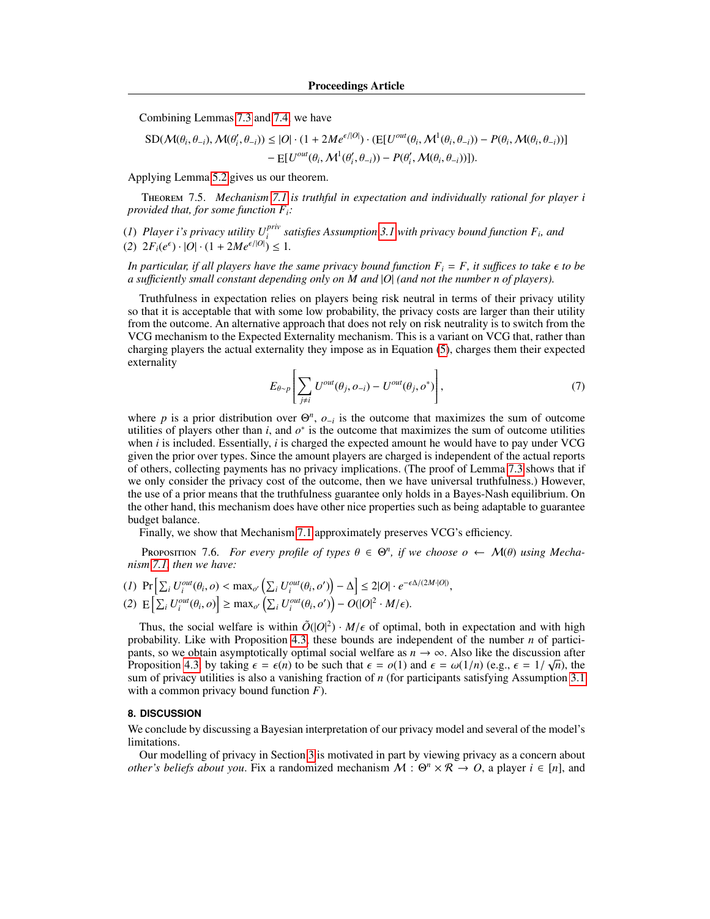Combining Lemmas 7.3 and 7.4, we have

$$\mathrm{SD}(\mathcal{M}(\theta_i, \theta_{-i}), \mathcal{M}(\theta_i', \theta_{-i})) \le |O| \cdot (1 + 2Me^{\epsilon/|O|}) \cdot (\mathrm{E}[U_i^{out}(\theta_i, \mathcal{M}^1(\theta_i, \theta_{-i})) - P(\theta_i, \mathcal{M}(\theta_i, \theta_{-i}))] - \mathrm{E}[U_i^{out}(\theta_i, \mathcal{M}^1(\theta_i', \theta_{-i})) - P(\theta_i', \mathcal{M}(\theta_i, \theta_{-i}))]).$$

Applying Lemma 5.2 gives us our theorem.

Theorem 7.5. *Mechanism 7.1 is truthful in expectation and individually rational for player $i$ provided that, for some function $F_i$:*

(1) *Player $i$'s privacy utility $U_i^{priv}$ satisfies Assumption 3.1 with privacy bound function $F_i$, and*
(2) $2F_i(e^{\epsilon}) \cdot |O| \cdot (1 + 2Me^{\epsilon/|O|}) \le 1$.

*In particular, if all players have the same privacy bound function $F_i = F$, it suffices to take $\epsilon$ to be a sufficiently small constant depending only on $M$ and $|O|$ (and not the number $n$ of players).*

Truthfulness in expectation relies on players being risk neutral in terms of their privacy utility so that it is acceptable that with some low probability, the privacy costs are larger than their utility from the outcome. An alternative approach that does not rely on risk neutrality is to switch from the VCG mechanism to the Expected Externality mechanism. This is a variant on VCG that, rather than charging players the actual externality they impose as in Equation (5), charges them their expected externality

$$E_{\theta \sim p}\left[\sum_{j \ne i} U^{out}(\theta_j, o_{-i}) - U^{out}(\theta_j, o^*)\right], \tag{7}$$

where $p$ is a prior distribution over $\Theta^n$, $o_{-i}$ is the outcome that maximizes the sum of outcome utilities of players other than $i$, and $o^*$ is the outcome that maximizes the sum of outcome utilities when $i$ is included. Essentially, $i$ is charged the expected amount he would have to pay under VCG given the prior over types. Since the amount players are charged is independent of the actual reports of others, collecting payments has no privacy implications. (The proof of Lemma 7.3 shows that if we only consider the privacy cost of the outcome, then we have universal truthfulness.) However, the use of a prior means that the truthfulness guarantee only holds in a Bayes-Nash equilibrium. On the other hand, this mechanism does have other nice properties such as being adaptable to guarantee budget balance.

Finally, we show that Mechanism 7.1 approximately preserves VCG's efficiency.

Proposition 7.6. *For every profile of types $\theta \in \Theta^n$, if we choose $o \leftarrow \mathcal{M}(\theta)$ using Mechanism 7.1, then we have:*

(1) $\Pr\left[\sum_i U_i^{out}(\theta_i, o) < \max_{o'} \left(\sum_i U_i^{out}(\theta_i, o')\right) - \Delta\right] \le 2|O| \cdot e^{-\epsilon\Delta/(2M\cdot|O|)}$,
(2) $\mathrm{E}\left[\sum_i U_i^{out}(\theta_i, o)\right] \ge \max_{o'} \left(\sum_i U_i^{out}(\theta_i, o')\right) - O(|O|^2 \cdot M/\epsilon)$.

Thus, the social welfare is within $\tilde{O}(|O|^2) \cdot M/\epsilon$ of optimal, both in expectation and with high probability. Like with Proposition 4.3, these bounds are independent of the number $n$ of participants, so we obtain asymptotically optimal social welfare as $n \to \infty$. Also like the discussion after Proposition 4.3, by taking $\epsilon = \epsilon(n)$ to be such that $\epsilon = o(1)$ and $\epsilon = \omega(1/n)$ (e.g., $\epsilon = 1/\sqrt{n}$), the sum of privacy utilities is also a vanishing fraction of $n$ (for participants satisfying Assumption 3.1 with a common privacy bound function $F$).

## 8. DISCUSSION

We conclude by discussing a Bayesian interpretation of our privacy model and several of the model's limitations.

Our modelling of privacy in Section 3 is motivated in part by viewing privacy as a concern about *other's beliefs about you*. Fix a randomized mechanism $\mathcal{M} : \Theta^n \times \mathcal{R} \to O$, a player $i \in [n]$, and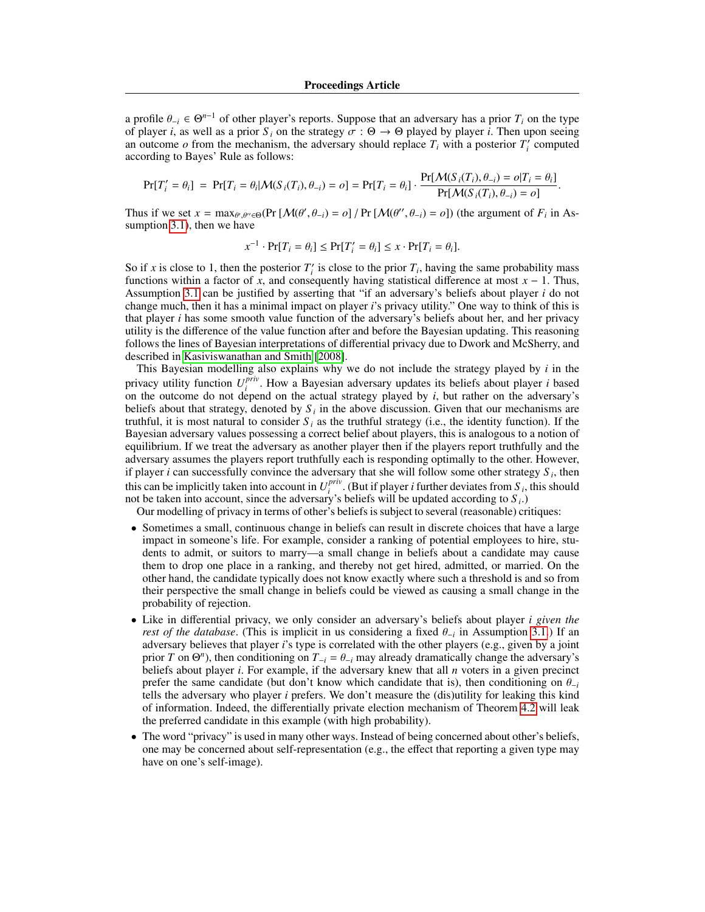a profile $\theta_{-i} \in \Theta^{n-1}$ of other player's reports. Suppose that an adversary has a prior $T_i$ on the type of player $i$, as well as a prior $S_i$ on the strategy $\sigma : \Theta \to \Theta$ played by player $i$. Then upon seeing an outcome $o$ from the mechanism, the adversary should replace $T_i$ with a posterior $T_i'$ computed according to Bayes' Rule as follows:

$$\Pr[T_i' = \theta_i] \;=\; \Pr[T_i = \theta_i | \mathcal{M}(S_i(T_i), \theta_{-i}) = o] = \Pr[T_i = \theta_i] \cdot \frac{\Pr[\mathcal{M}(S_i(T_i), \theta_{-i}) = o | T_i = \theta_i]}{\Pr[\mathcal{M}(S_i(T_i), \theta_{-i}) = o]}.$$

Thus if we set $x = \max_{\theta', \theta'' \in \Theta} (\Pr[\mathcal{M}(\theta', \theta_{-i}) = o] \,/\, \Pr[\mathcal{M}(\theta'', \theta_{-i}) = o])$ (the argument of $F_i$ in Assumption 3.1), then we have

$$x^{-1} \cdot \Pr[T_i = \theta_i] \leq \Pr[T_i' = \theta_i] \leq x \cdot \Pr[T_i = \theta_i].$$

So if $x$ is close to 1, then the posterior $T_i'$ is close to the prior $T_i$, having the same probability mass functions within a factor of $x$, and consequently having statistical difference at most $x - 1$. Thus, Assumption 3.1 can be justified by asserting that "if an adversary's beliefs about player $i$ do not change much, then it has a minimal impact on player $i$'s privacy utility." One way to think of this is that player $i$ has some smooth value function of the adversary's beliefs about her, and her privacy utility is the difference of the value function after and before the Bayesian updating. This reasoning follows the lines of Bayesian interpretations of differential privacy due to Dwork and McSherry, and described in Kasiviswanathan and Smith [2008].

This Bayesian modelling also explains why we do not include the strategy played by $i$ in the privacy utility function $U_i^{priv}$. How a Bayesian adversary updates its beliefs about player $i$ based on the outcome do not depend on the actual strategy played by $i$, but rather on the adversary's beliefs about that strategy, denoted by $S_i$ in the above discussion. Given that our mechanisms are truthful, it is most natural to consider $S_i$ as the truthful strategy (i.e., the identity function). If the Bayesian adversary values possessing a correct belief about players, this is analogous to a notion of equilibrium. If we treat the adversary as another player then if the players report truthfully and the adversary assumes the players report truthfully each is responding optimally to the other. However, if player $i$ can successfully convince the adversary that she will follow some other strategy $S_i$, then this can be implicitly taken into account in $U_i^{priv}$. (But if player $i$ further deviates from $S_i$, this should not be taken into account, since the adversary's beliefs will be updated according to $S_i$.)

Our modelling of privacy in terms of other's beliefs is subject to several (reasonable) critiques:

- Sometimes a small, continuous change in beliefs can result in discrete choices that have a large impact in someone's life. For example, consider a ranking of potential employees to hire, students to admit, or suitors to marry—a small change in beliefs about a candidate may cause them to drop one place in a ranking, and thereby not get hired, admitted, or married. On the other hand, the candidate typically does not know exactly where such a threshold is and so from their perspective the small change in beliefs could be viewed as causing a small change in the probability of rejection.
- Like in differential privacy, we only consider an adversary's beliefs about player $i$ *given the rest of the database*. (This is implicit in us considering a fixed $\theta_{-i}$ in Assumption 3.1.) If an adversary believes that player $i$'s type is correlated with the other players (e.g., given by a joint prior $T$ on $\Theta^n$), then conditioning on $T_{-i} = \theta_{-i}$ may already dramatically change the adversary's beliefs about player $i$. For example, if the adversary knew that all $n$ voters in a given precinct prefer the same candidate (but don't know which candidate that is), then conditioning on $\theta_{-i}$ tells the adversary who player $i$ prefers. We don't measure the (dis)utility for leaking this kind of information. Indeed, the differentially private election mechanism of Theorem 4.2 will leak the preferred candidate in this example (with high probability).
- The word "privacy" is used in many other ways. Instead of being concerned about other's beliefs, one may be concerned about self-representation (e.g., the effect that reporting a given type may have on one's self-image).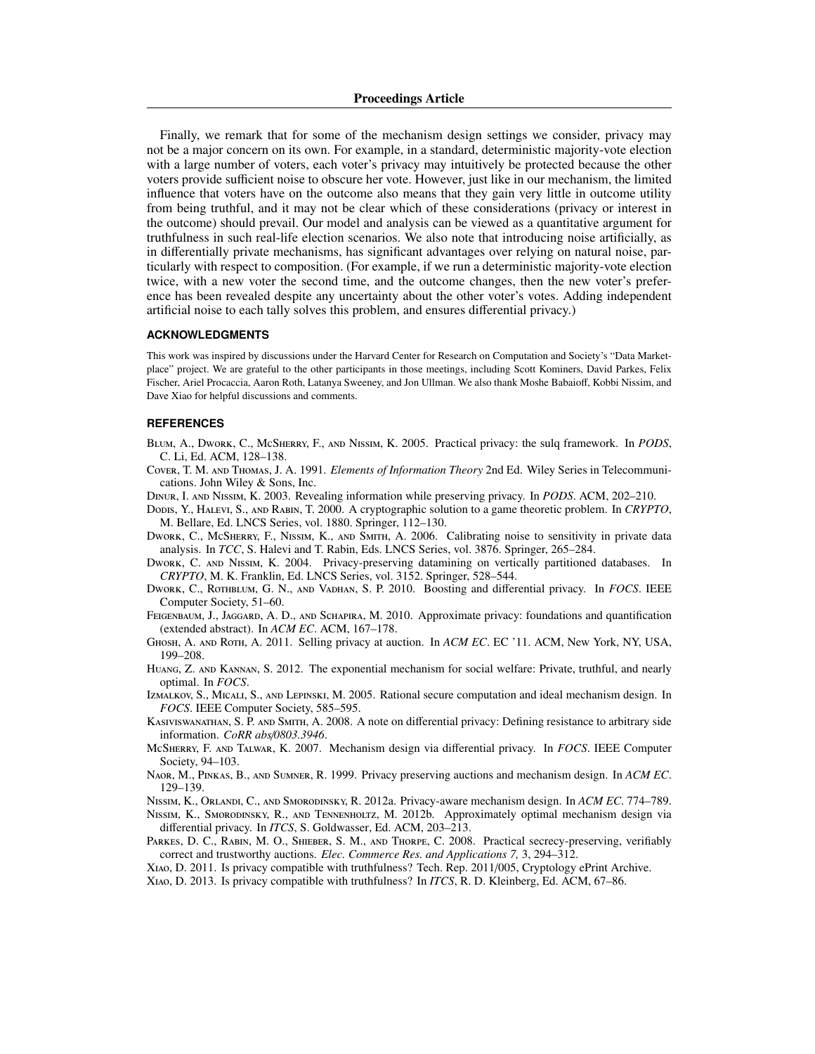Finally, we remark that for some of the mechanism design settings we consider, privacy may not be a major concern on its own. For example, in a standard, deterministic majority-vote election with a large number of voters, each voter's privacy may intuitively be protected because the other voters provide sufficient noise to obscure her vote. However, just like in our mechanism, the limited influence that voters have on the outcome also means that they gain very little in outcome utility from being truthful, and it may not be clear which of these considerations (privacy or interest in the outcome) should prevail. Our model and analysis can be viewed as a quantitative argument for truthfulness in such real-life election scenarios. We also note that introducing noise artificially, as in differentially private mechanisms, has significant advantages over relying on natural noise, particularly with respect to composition. (For example, if we run a deterministic majority-vote election twice, with a new voter the second time, and the outcome changes, then the new voter's preference has been revealed despite any uncertainty about the other voter's votes. Adding independent artificial noise to each tally solves this problem, and ensures differential privacy.)

## ACKNOWLEDGMENTS

This work was inspired by discussions under the Harvard Center for Research on Computation and Society's "Data Marketplace" project. We are grateful to the other participants in those meetings, including Scott Kominers, David Parkes, Felix Fischer, Ariel Procaccia, Aaron Roth, Latanya Sweeney, and Jon Ullman. We also thank Moshe Babaioff, Kobbi Nissim, and Dave Xiao for helpful discussions and comments.

## REFERENCES

Blum, A., Dwork, C., McSherry, F., and Nissim, K. 2005. Practical privacy: the sulq framework. In *PODS*, C. Li, Ed. ACM, 128–138.

Cover, T. M. and Thomas, J. A. 1991. *Elements of Information Theory* 2nd Ed. Wiley Series in Telecommunications. John Wiley & Sons, Inc.

Dinur, I. and Nissim, K. 2003. Revealing information while preserving privacy. In *PODS*. ACM, 202–210.

Dodis, Y., Halevi, S., and Rabin, T. 2000. A cryptographic solution to a game theoretic problem. In *CRYPTO*, M. Bellare, Ed. LNCS Series, vol. 1880. Springer, 112–130.

Dwork, C., McSherry, F., Nissim, K., and Smith, A. 2006. Calibrating noise to sensitivity in private data analysis. In *TCC*, S. Halevi and T. Rabin, Eds. LNCS Series, vol. 3876. Springer, 265–284.

Dwork, C. and Nissim, K. 2004. Privacy-preserving datamining on vertically partitioned databases. In *CRYPTO*, M. K. Franklin, Ed. LNCS Series, vol. 3152. Springer, 528–544.

Dwork, C., Rothblum, G. N., and Vadhan, S. P. 2010. Boosting and differential privacy. In *FOCS*. IEEE Computer Society, 51–60.

Feigenbaum, J., Jaggard, A. D., and Schapira, M. 2010. Approximate privacy: foundations and quantification (extended abstract). In *ACM EC*. ACM, 167–178.

Ghosh, A. and Roth, A. 2011. Selling privacy at auction. In *ACM EC*. EC '11. ACM, New York, NY, USA, 199–208.

Huang, Z. and Kannan, S. 2012. The exponential mechanism for social welfare: Private, truthful, and nearly optimal. In *FOCS*.

Izmalkov, S., Micali, S., and Lepinski, M. 2005. Rational secure computation and ideal mechanism design. In *FOCS*. IEEE Computer Society, 585–595.

Kasiviswanathan, S. P. and Smith, A. 2008. A note on differential privacy: Defining resistance to arbitrary side information. *CoRR abs/0803.3946*.

McSherry, F. and Talwar, K. 2007. Mechanism design via differential privacy. In *FOCS*. IEEE Computer Society, 94–103.

Naor, M., Pinkas, B., and Sumner, R. 1999. Privacy preserving auctions and mechanism design. In *ACM EC*. 129–139.

Nissim, K., Orlandi, C., and Smorodinsky, R. 2012a. Privacy-aware mechanism design. In *ACM EC*. 774–789.

Nissim, K., Smorodinsky, R., and Tennenholtz, M. 2012b. Approximately optimal mechanism design via differential privacy. In *ITCS*, S. Goldwasser, Ed. ACM, 203–213.

Parkes, D. C., Rabin, M. O., Shieber, S. M., and Thorpe, C. 2008. Practical secrecy-preserving, verifiably correct and trustworthy auctions. *Elec. Commerce Res. and Applications 7,* 3, 294–312.

Xiao, D. 2011. Is privacy compatible with truthfulness? Tech. Rep. 2011/005, Cryptology ePrint Archive.

Xiao, D. 2013. Is privacy compatible with truthfulness? In *ITCS*, R. D. Kleinberg, Ed. ACM, 67–86.